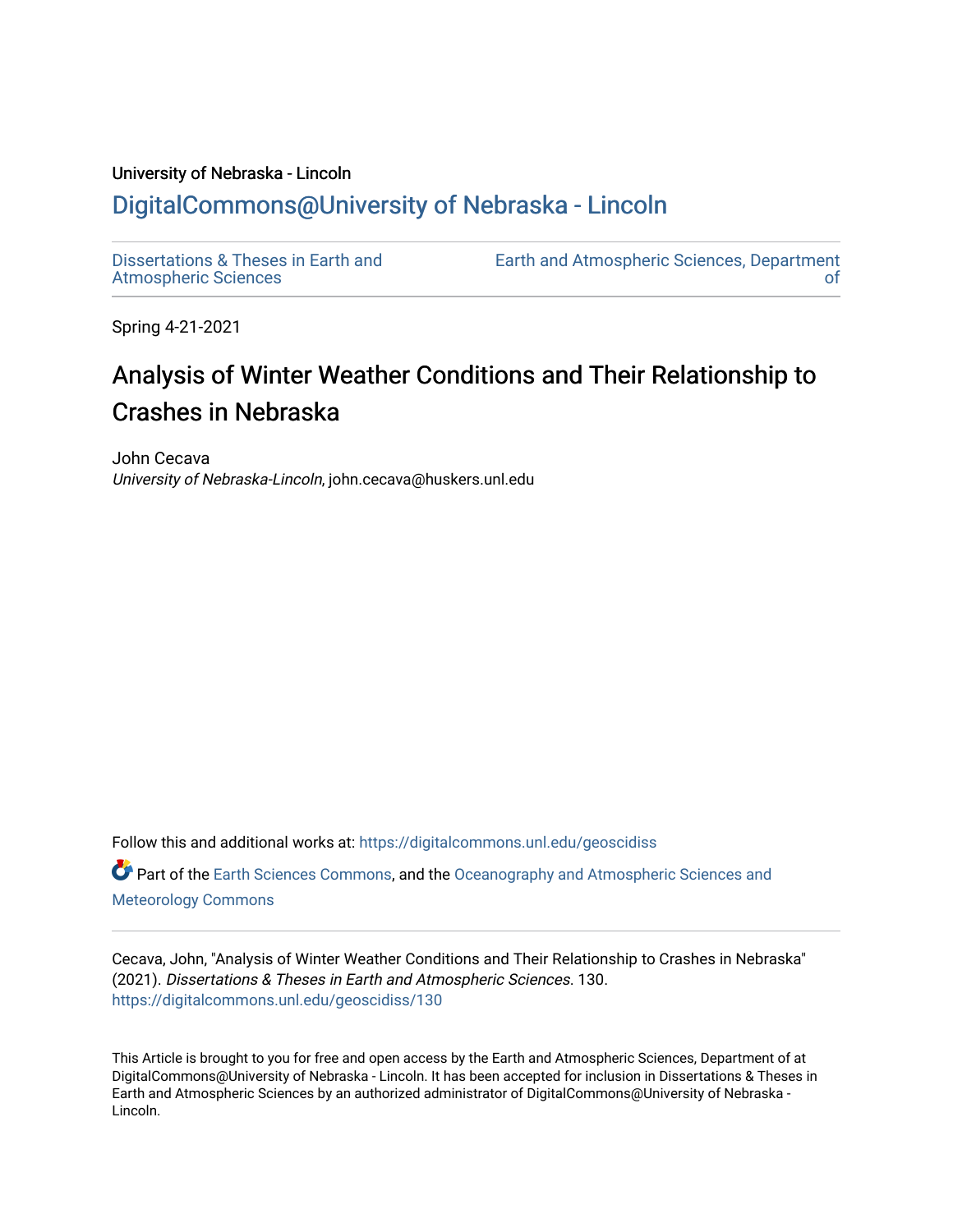University of Nebraska - Lincoln

# DigitalCommons@University of Nebraska - Lincoln

Dissertations & Theses in Earth and Atmospheric Sciences

Earth and Atmospheric Sciences, Department of

Spring 4-21-2021

## Analysis of Winter Weather Conditions and Their Relationship to Crashes in Nebraska

John Cecava
*University of Nebraska-Lincoln*, john.cecava@huskers.unl.edu

Follow this and additional works at: https://digitalcommons.unl.edu/geoscidiss

Part of the Earth Sciences Commons, and the Oceanography and Atmospheric Sciences and Meteorology Commons

Cecava, John, "Analysis of Winter Weather Conditions and Their Relationship to Crashes in Nebraska" (2021). *Dissertations & Theses in Earth and Atmospheric Sciences*. 130.
https://digitalcommons.unl.edu/geoscidiss/130

This Article is brought to you for free and open access by the Earth and Atmospheric Sciences, Department of at DigitalCommons@University of Nebraska - Lincoln. It has been accepted for inclusion in Dissertations & Theses in Earth and Atmospheric Sciences by an authorized administrator of DigitalCommons@University of Nebraska - Lincoln.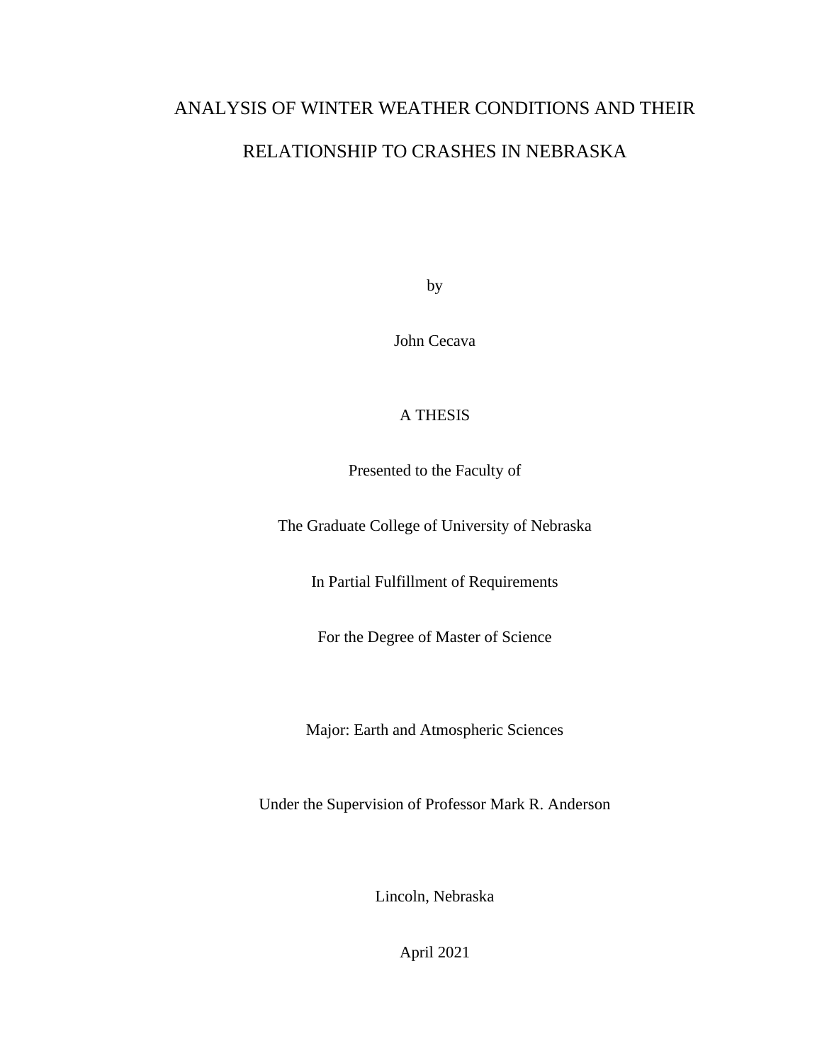# ANALYSIS OF WINTER WEATHER CONDITIONS AND THEIR RELATIONSHIP TO CRASHES IN NEBRASKA

by

John Cecava

A THESIS

Presented to the Faculty of

The Graduate College of University of Nebraska

In Partial Fulfillment of Requirements

For the Degree of Master of Science

Major: Earth and Atmospheric Sciences

Under the Supervision of Professor Mark R. Anderson

Lincoln, Nebraska

April 2021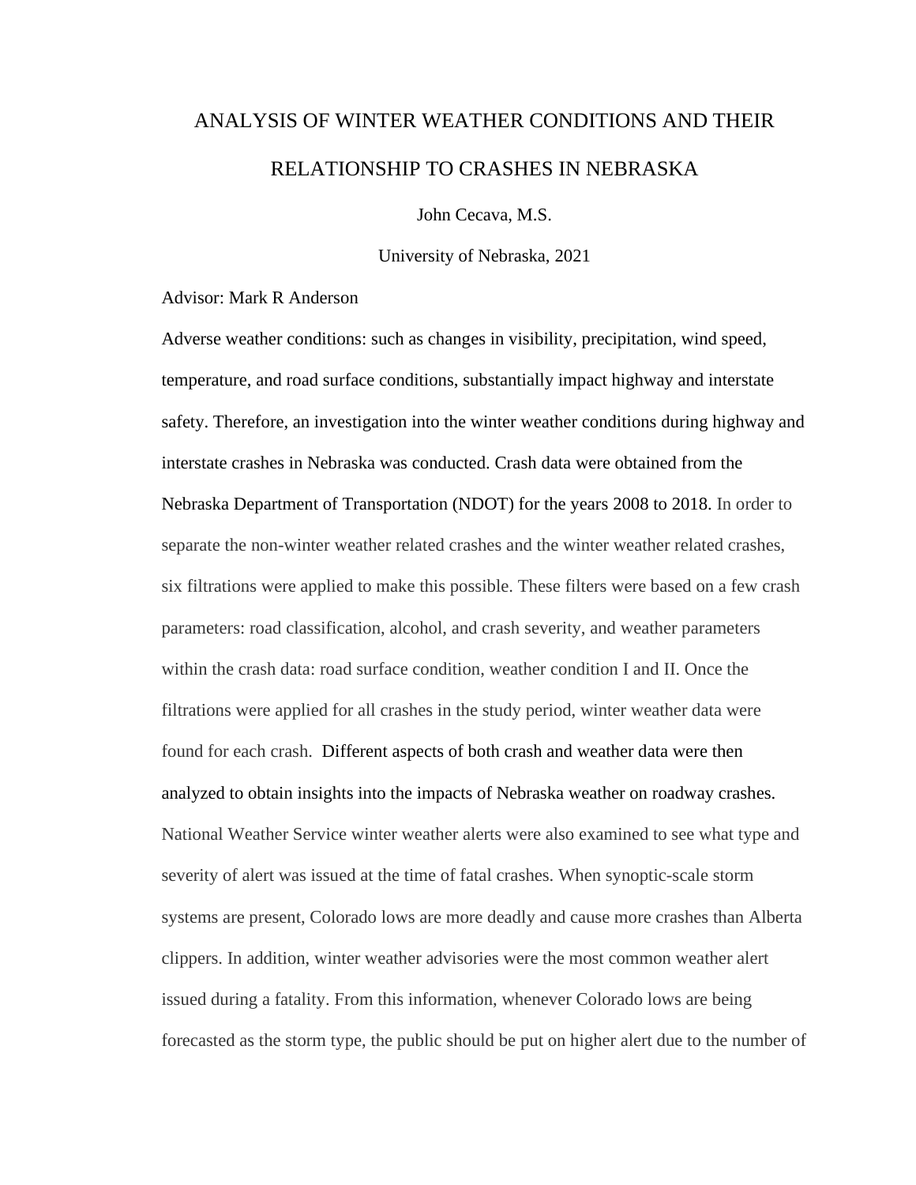# ANALYSIS OF WINTER WEATHER CONDITIONS AND THEIR RELATIONSHIP TO CRASHES IN NEBRASKA

John Cecava, M.S.

University of Nebraska, 2021

Advisor: Mark R Anderson

Adverse weather conditions: such as changes in visibility, precipitation, wind speed, temperature, and road surface conditions, substantially impact highway and interstate safety. Therefore, an investigation into the winter weather conditions during highway and interstate crashes in Nebraska was conducted. Crash data were obtained from the Nebraska Department of Transportation (NDOT) for the years 2008 to 2018. In order to separate the non-winter weather related crashes and the winter weather related crashes, six filtrations were applied to make this possible. These filters were based on a few crash parameters: road classification, alcohol, and crash severity, and weather parameters within the crash data: road surface condition, weather condition I and II. Once the filtrations were applied for all crashes in the study period, winter weather data were found for each crash. Different aspects of both crash and weather data were then analyzed to obtain insights into the impacts of Nebraska weather on roadway crashes. National Weather Service winter weather alerts were also examined to see what type and severity of alert was issued at the time of fatal crashes. When synoptic-scale storm systems are present, Colorado lows are more deadly and cause more crashes than Alberta clippers. In addition, winter weather advisories were the most common weather alert issued during a fatality. From this information, whenever Colorado lows are being forecasted as the storm type, the public should be put on higher alert due to the number of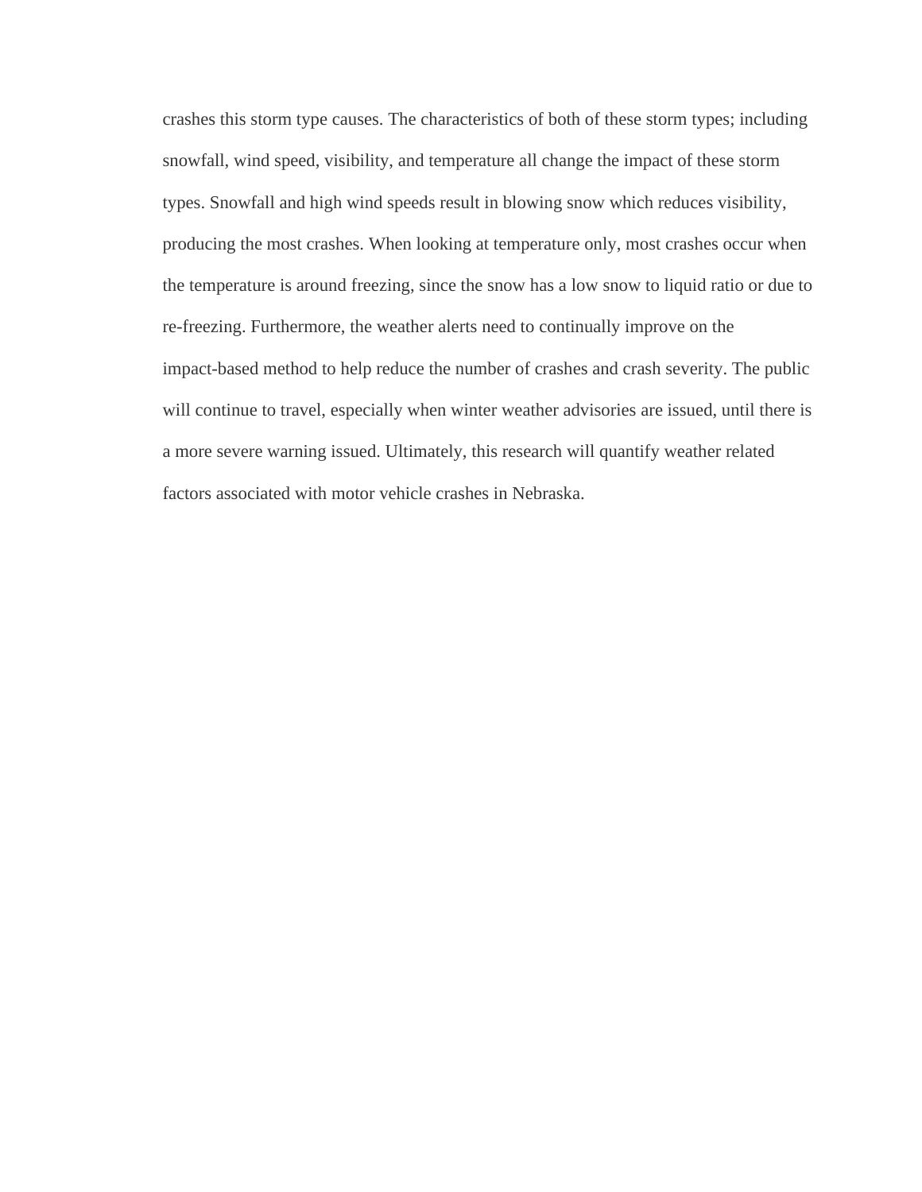crashes this storm type causes. The characteristics of both of these storm types; including snowfall, wind speed, visibility, and temperature all change the impact of these storm types. Snowfall and high wind speeds result in blowing snow which reduces visibility, producing the most crashes. When looking at temperature only, most crashes occur when the temperature is around freezing, since the snow has a low snow to liquid ratio or due to re-freezing. Furthermore, the weather alerts need to continually improve on the impact-based method to help reduce the number of crashes and crash severity. The public will continue to travel, especially when winter weather advisories are issued, until there is a more severe warning issued. Ultimately, this research will quantify weather related factors associated with motor vehicle crashes in Nebraska.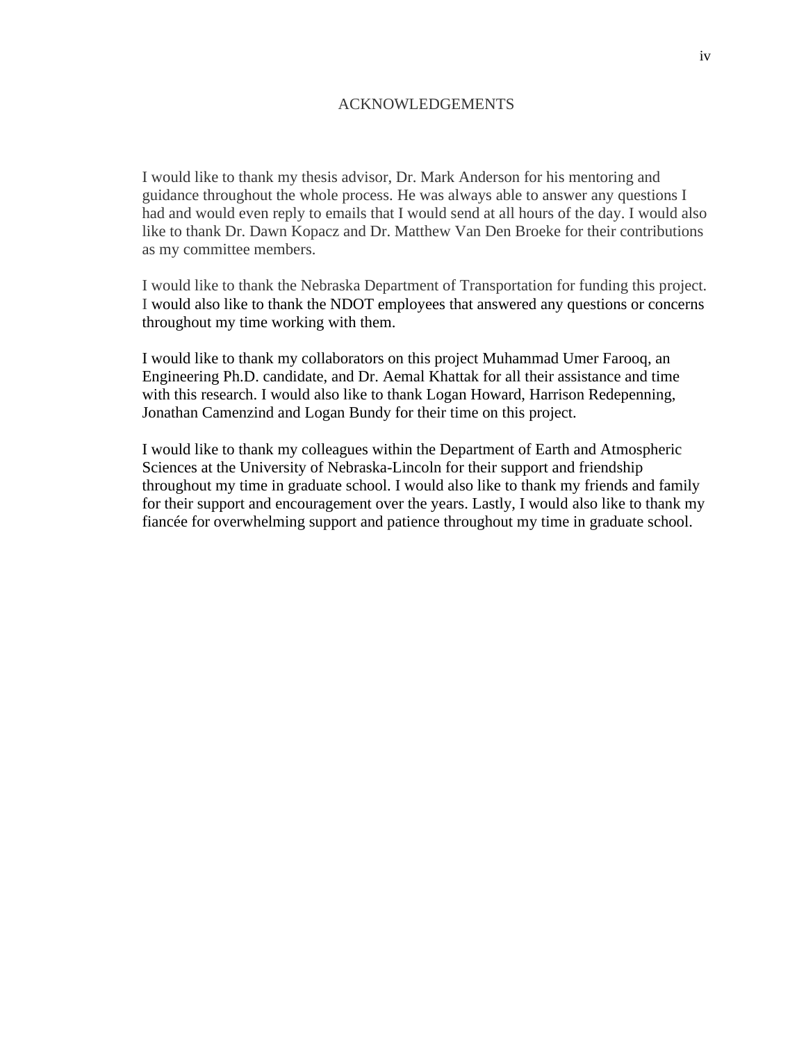# ACKNOWLEDGEMENTS

I would like to thank my thesis advisor, Dr. Mark Anderson for his mentoring and guidance throughout the whole process. He was always able to answer any questions I had and would even reply to emails that I would send at all hours of the day. I would also like to thank Dr. Dawn Kopacz and Dr. Matthew Van Den Broeke for their contributions as my committee members.

I would like to thank the Nebraska Department of Transportation for funding this project. I would also like to thank the NDOT employees that answered any questions or concerns throughout my time working with them.

I would like to thank my collaborators on this project Muhammad Umer Farooq, an Engineering Ph.D. candidate, and Dr. Aemal Khattak for all their assistance and time with this research. I would also like to thank Logan Howard, Harrison Redepenning, Jonathan Camenzind and Logan Bundy for their time on this project.

I would like to thank my colleagues within the Department of Earth and Atmospheric Sciences at the University of Nebraska-Lincoln for their support and friendship throughout my time in graduate school. I would also like to thank my friends and family for their support and encouragement over the years. Lastly, I would also like to thank my fiancée for overwhelming support and patience throughout my time in graduate school.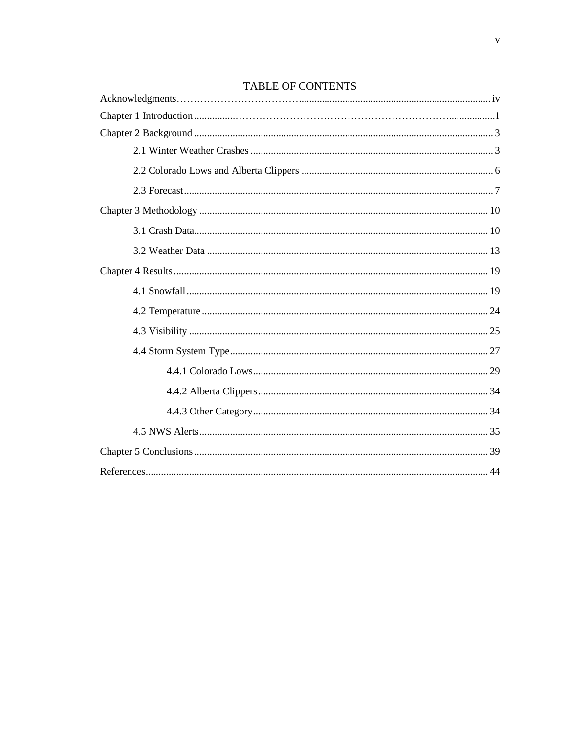# TABLE OF CONTENTS

Acknowledgments ........ iv

Chapter 1 Introduction ........ 1

Chapter 2 Background ........ 3

- 2.1 Winter Weather Crashes ........ 3
- 2.2 Colorado Lows and Alberta Clippers ........ 6
- 2.3 Forecast ........ 7

Chapter 3 Methodology ........ 10

- 3.1 Crash Data ........ 10
- 3.2 Weather Data ........ 13

Chapter 4 Results ........ 19

- 4.1 Snowfall ........ 19
- 4.2 Temperature ........ 24
- 4.3 Visibility ........ 25
- 4.4 Storm System Type ........ 27
  - 4.4.1 Colorado Lows ........ 29
  - 4.4.2 Alberta Clippers ........ 34
  - 4.4.3 Other Category ........ 34
- 4.5 NWS Alerts ........ 35

Chapter 5 Conclusions ........ 39

References ........ 44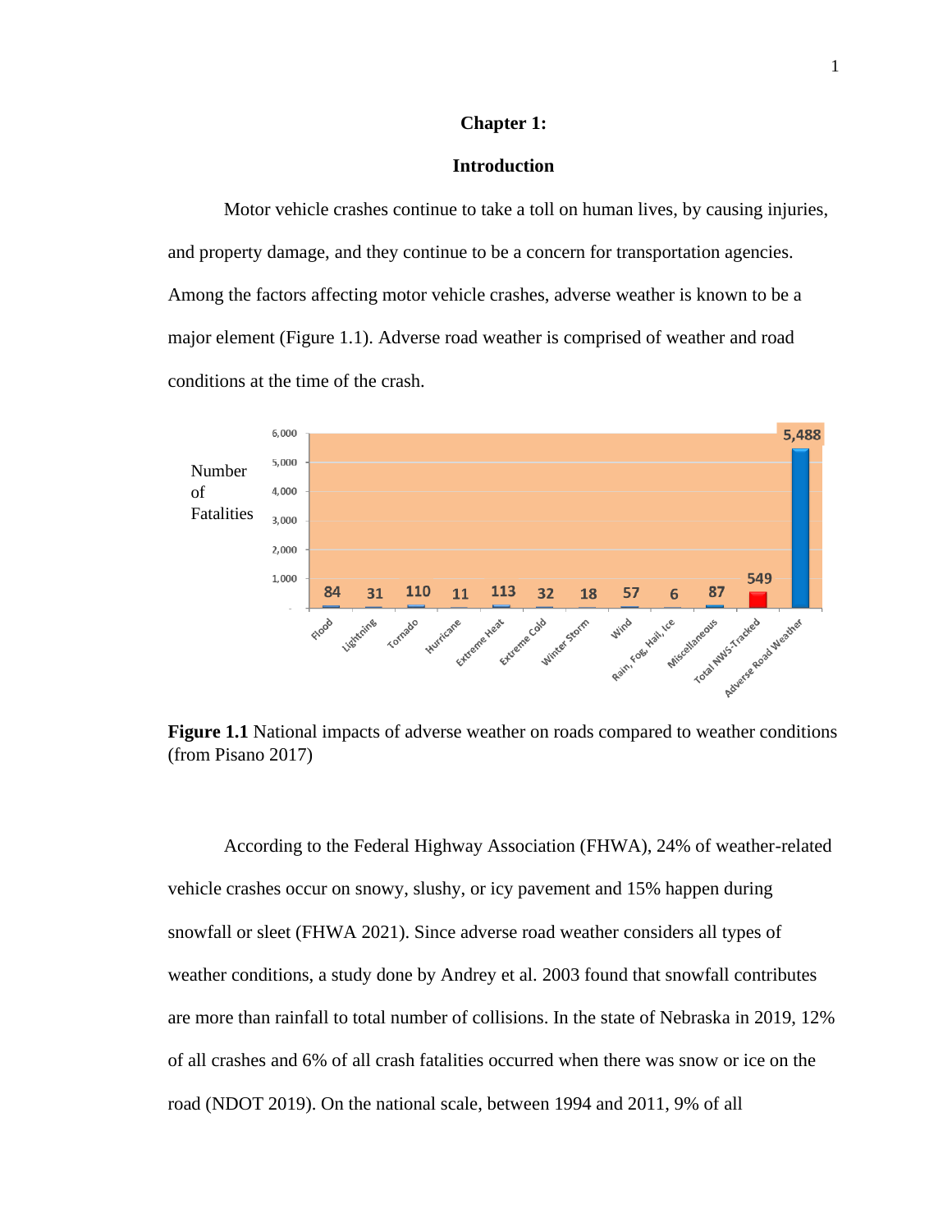# Chapter 1:

## Introduction

Motor vehicle crashes continue to take a toll on human lives, by causing injuries, and property damage, and they continue to be a concern for transportation agencies. Among the factors affecting motor vehicle crashes, adverse weather is known to be a major element (Figure 1.1). Adverse road weather is comprised of weather and road conditions at the time of the crash.

**Figure 1.1** National impacts of adverse weather on roads compared to weather conditions (from Pisano 2017)

According to the Federal Highway Association (FHWA), 24% of weather-related vehicle crashes occur on snowy, slushy, or icy pavement and 15% happen during snowfall or sleet (FHWA 2021). Since adverse road weather considers all types of weather conditions, a study done by Andrey et al. 2003 found that snowfall contributes are more than rainfall to total number of collisions. In the state of Nebraska in 2019, 12% of all crashes and 6% of all crash fatalities occurred when there was snow or ice on the road (NDOT 2019). On the national scale, between 1994 and 2011, 9% of all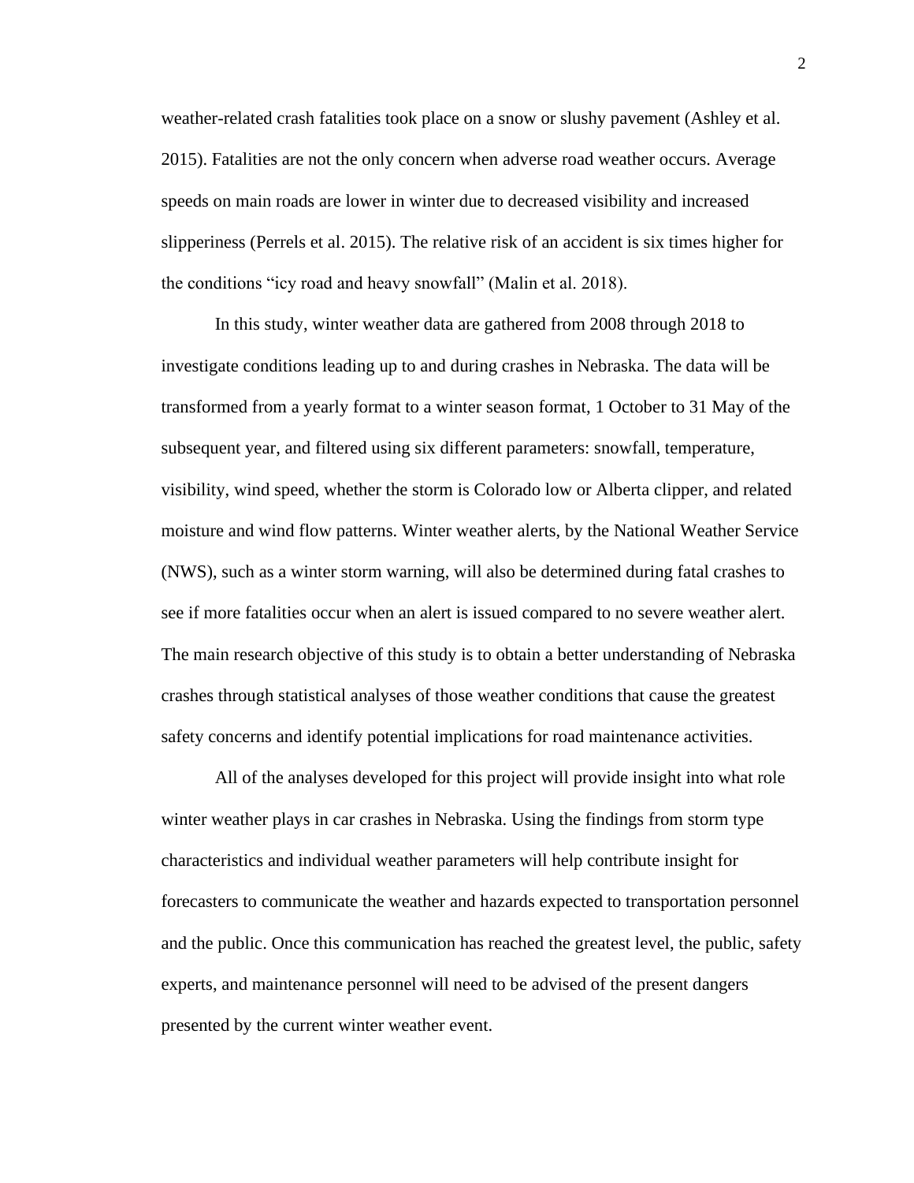weather-related crash fatalities took place on a snow or slushy pavement (Ashley et al. 2015). Fatalities are not the only concern when adverse road weather occurs. Average speeds on main roads are lower in winter due to decreased visibility and increased slipperiness (Perrels et al. 2015). The relative risk of an accident is six times higher for the conditions "icy road and heavy snowfall" (Malin et al. 2018).

In this study, winter weather data are gathered from 2008 through 2018 to investigate conditions leading up to and during crashes in Nebraska. The data will be transformed from a yearly format to a winter season format, 1 October to 31 May of the subsequent year, and filtered using six different parameters: snowfall, temperature, visibility, wind speed, whether the storm is Colorado low or Alberta clipper, and related moisture and wind flow patterns. Winter weather alerts, by the National Weather Service (NWS), such as a winter storm warning, will also be determined during fatal crashes to see if more fatalities occur when an alert is issued compared to no severe weather alert. The main research objective of this study is to obtain a better understanding of Nebraska crashes through statistical analyses of those weather conditions that cause the greatest safety concerns and identify potential implications for road maintenance activities.

All of the analyses developed for this project will provide insight into what role winter weather plays in car crashes in Nebraska. Using the findings from storm type characteristics and individual weather parameters will help contribute insight for forecasters to communicate the weather and hazards expected to transportation personnel and the public. Once this communication has reached the greatest level, the public, safety experts, and maintenance personnel will need to be advised of the present dangers presented by the current winter weather event.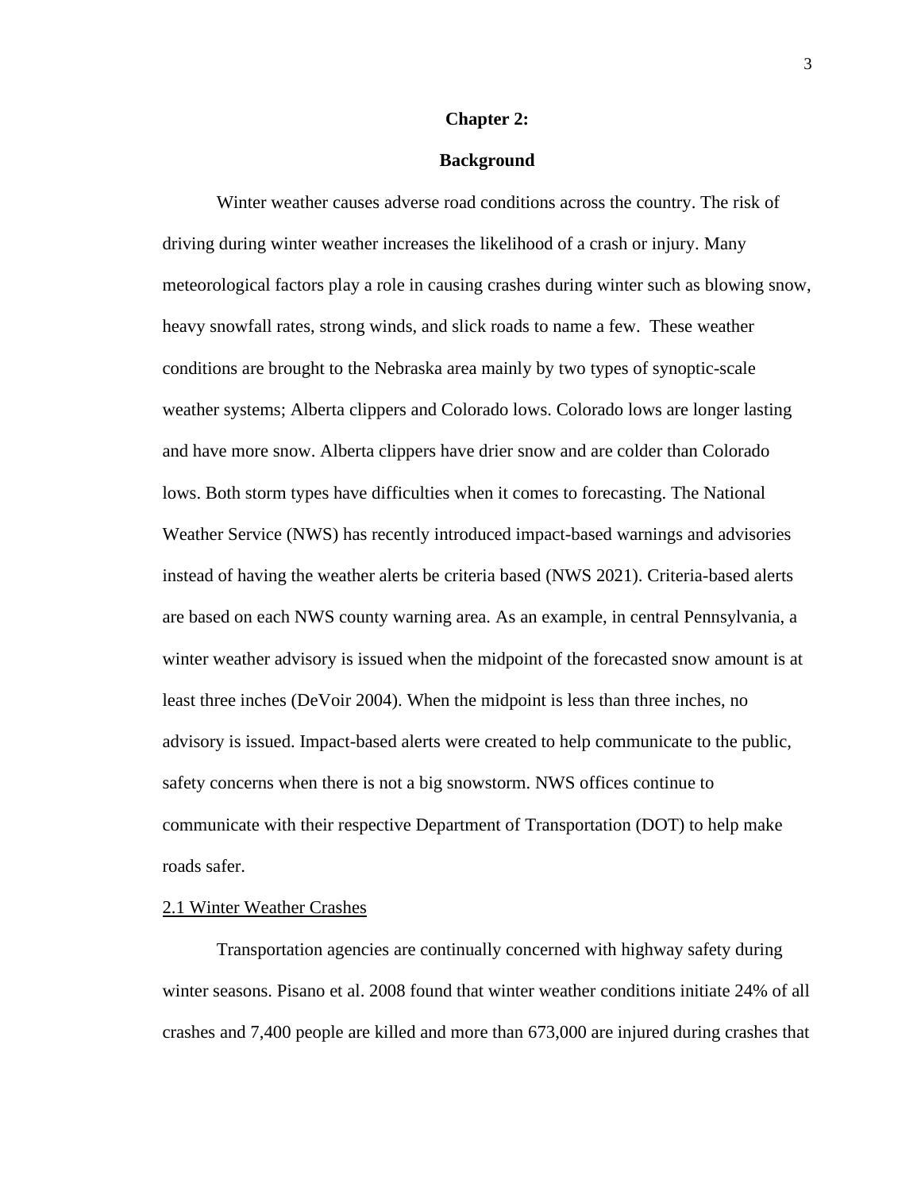# Chapter 2:

# Background

Winter weather causes adverse road conditions across the country. The risk of driving during winter weather increases the likelihood of a crash or injury. Many meteorological factors play a role in causing crashes during winter such as blowing snow, heavy snowfall rates, strong winds, and slick roads to name a few. These weather conditions are brought to the Nebraska area mainly by two types of synoptic-scale weather systems; Alberta clippers and Colorado lows. Colorado lows are longer lasting and have more snow. Alberta clippers have drier snow and are colder than Colorado lows. Both storm types have difficulties when it comes to forecasting. The National Weather Service (NWS) has recently introduced impact-based warnings and advisories instead of having the weather alerts be criteria based (NWS 2021). Criteria-based alerts are based on each NWS county warning area. As an example, in central Pennsylvania, a winter weather advisory is issued when the midpoint of the forecasted snow amount is at least three inches (DeVoir 2004). When the midpoint is less than three inches, no advisory is issued. Impact-based alerts were created to help communicate to the public, safety concerns when there is not a big snowstorm. NWS offices continue to communicate with their respective Department of Transportation (DOT) to help make roads safer.

## 2.1 Winter Weather Crashes

Transportation agencies are continually concerned with highway safety during winter seasons. Pisano et al. 2008 found that winter weather conditions initiate 24% of all crashes and 7,400 people are killed and more than 673,000 are injured during crashes that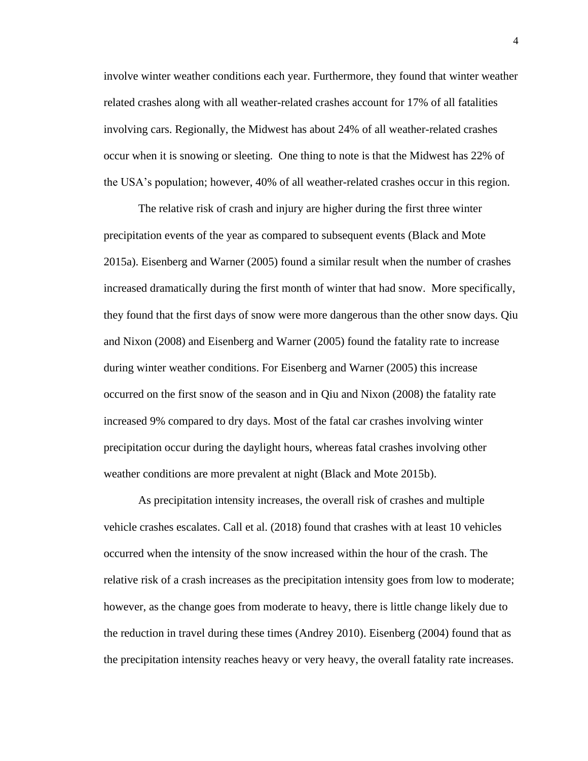involve winter weather conditions each year. Furthermore, they found that winter weather related crashes along with all weather-related crashes account for 17% of all fatalities involving cars. Regionally, the Midwest has about 24% of all weather-related crashes occur when it is snowing or sleeting.  One thing to note is that the Midwest has 22% of the USA's population; however, 40% of all weather-related crashes occur in this region.

The relative risk of crash and injury are higher during the first three winter precipitation events of the year as compared to subsequent events (Black and Mote 2015a). Eisenberg and Warner (2005) found a similar result when the number of crashes increased dramatically during the first month of winter that had snow.  More specifically, they found that the first days of snow were more dangerous than the other snow days. Qiu and Nixon (2008) and Eisenberg and Warner (2005) found the fatality rate to increase during winter weather conditions. For Eisenberg and Warner (2005) this increase occurred on the first snow of the season and in Qiu and Nixon (2008) the fatality rate increased 9% compared to dry days. Most of the fatal car crashes involving winter precipitation occur during the daylight hours, whereas fatal crashes involving other weather conditions are more prevalent at night (Black and Mote 2015b).

As precipitation intensity increases, the overall risk of crashes and multiple vehicle crashes escalates. Call et al. (2018) found that crashes with at least 10 vehicles occurred when the intensity of the snow increased within the hour of the crash. The relative risk of a crash increases as the precipitation intensity goes from low to moderate; however, as the change goes from moderate to heavy, there is little change likely due to the reduction in travel during these times (Andrey 2010). Eisenberg (2004) found that as the precipitation intensity reaches heavy or very heavy, the overall fatality rate increases.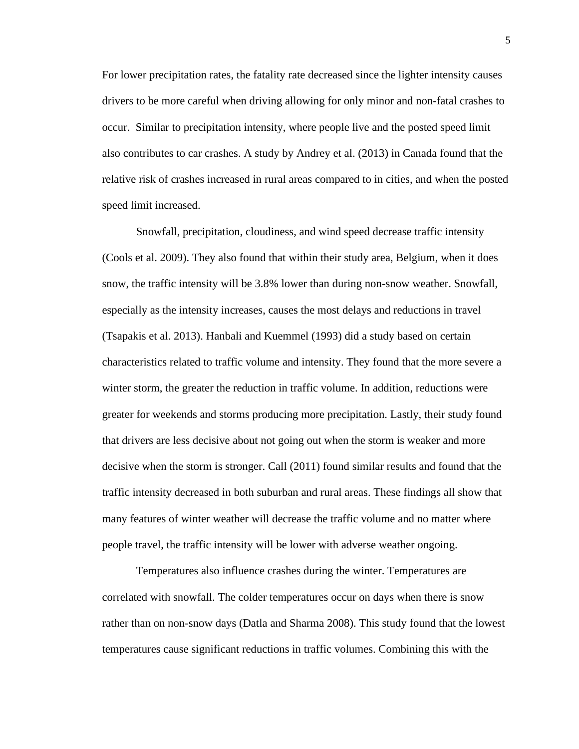For lower precipitation rates, the fatality rate decreased since the lighter intensity causes drivers to be more careful when driving allowing for only minor and non-fatal crashes to occur. Similar to precipitation intensity, where people live and the posted speed limit also contributes to car crashes. A study by Andrey et al. (2013) in Canada found that the relative risk of crashes increased in rural areas compared to in cities, and when the posted speed limit increased.

Snowfall, precipitation, cloudiness, and wind speed decrease traffic intensity (Cools et al. 2009). They also found that within their study area, Belgium, when it does snow, the traffic intensity will be 3.8% lower than during non-snow weather. Snowfall, especially as the intensity increases, causes the most delays and reductions in travel (Tsapakis et al. 2013). Hanbali and Kuemmel (1993) did a study based on certain characteristics related to traffic volume and intensity. They found that the more severe a winter storm, the greater the reduction in traffic volume. In addition, reductions were greater for weekends and storms producing more precipitation. Lastly, their study found that drivers are less decisive about not going out when the storm is weaker and more decisive when the storm is stronger. Call (2011) found similar results and found that the traffic intensity decreased in both suburban and rural areas. These findings all show that many features of winter weather will decrease the traffic volume and no matter where people travel, the traffic intensity will be lower with adverse weather ongoing.

Temperatures also influence crashes during the winter. Temperatures are correlated with snowfall. The colder temperatures occur on days when there is snow rather than on non-snow days (Datla and Sharma 2008). This study found that the lowest temperatures cause significant reductions in traffic volumes. Combining this with the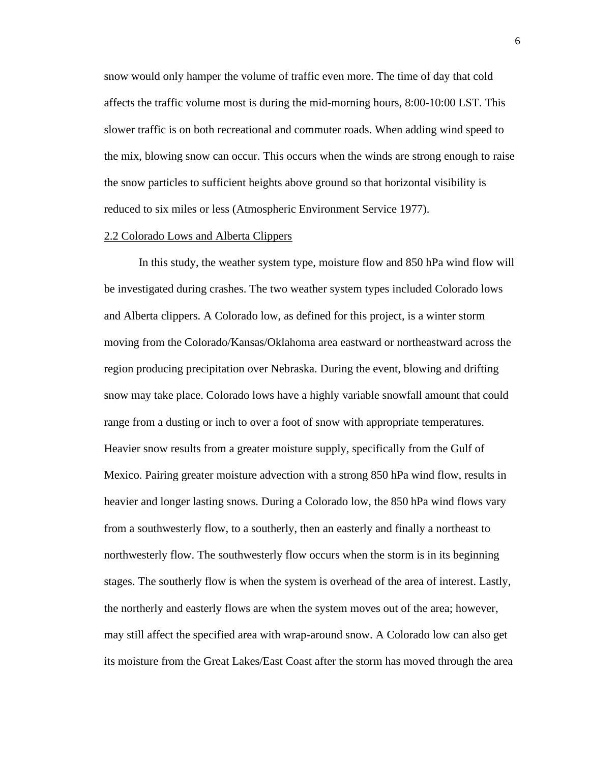snow would only hamper the volume of traffic even more. The time of day that cold affects the traffic volume most is during the mid-morning hours, 8:00-10:00 LST. This slower traffic is on both recreational and commuter roads. When adding wind speed to the mix, blowing snow can occur. This occurs when the winds are strong enough to raise the snow particles to sufficient heights above ground so that horizontal visibility is reduced to six miles or less (Atmospheric Environment Service 1977).

## 2.2 Colorado Lows and Alberta Clippers

In this study, the weather system type, moisture flow and 850 hPa wind flow will be investigated during crashes. The two weather system types included Colorado lows and Alberta clippers. A Colorado low, as defined for this project, is a winter storm moving from the Colorado/Kansas/Oklahoma area eastward or northeastward across the region producing precipitation over Nebraska. During the event, blowing and drifting snow may take place. Colorado lows have a highly variable snowfall amount that could range from a dusting or inch to over a foot of snow with appropriate temperatures. Heavier snow results from a greater moisture supply, specifically from the Gulf of Mexico. Pairing greater moisture advection with a strong 850 hPa wind flow, results in heavier and longer lasting snows. During a Colorado low, the 850 hPa wind flows vary from a southwesterly flow, to a southerly, then an easterly and finally a northeast to northwesterly flow. The southwesterly flow occurs when the storm is in its beginning stages. The southerly flow is when the system is overhead of the area of interest. Lastly, the northerly and easterly flows are when the system moves out of the area; however, may still affect the specified area with wrap-around snow. A Colorado low can also get its moisture from the Great Lakes/East Coast after the storm has moved through the area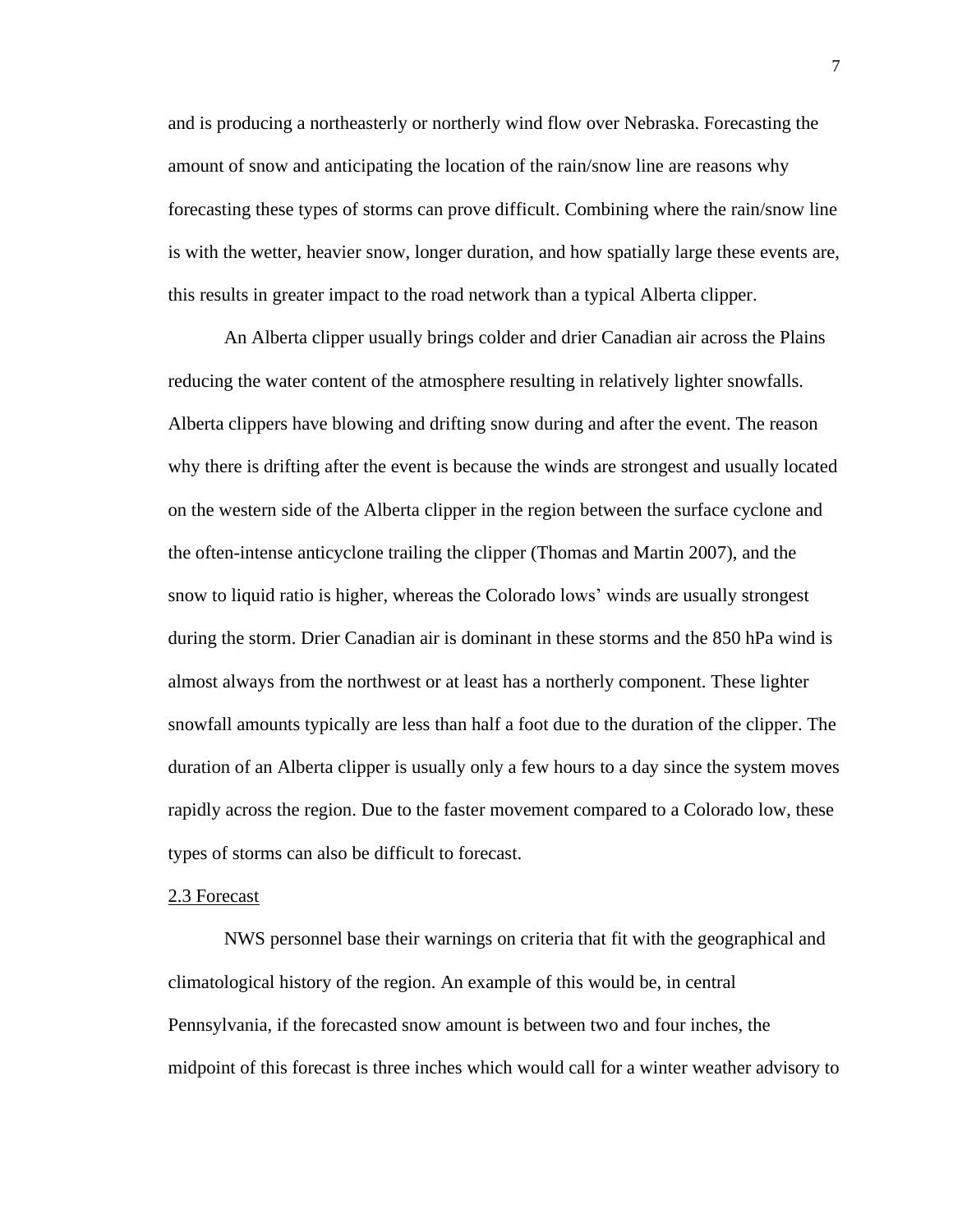and is producing a northeasterly or northerly wind flow over Nebraska. Forecasting the amount of snow and anticipating the location of the rain/snow line are reasons why forecasting these types of storms can prove difficult. Combining where the rain/snow line is with the wetter, heavier snow, longer duration, and how spatially large these events are, this results in greater impact to the road network than a typical Alberta clipper.

An Alberta clipper usually brings colder and drier Canadian air across the Plains reducing the water content of the atmosphere resulting in relatively lighter snowfalls. Alberta clippers have blowing and drifting snow during and after the event. The reason why there is drifting after the event is because the winds are strongest and usually located on the western side of the Alberta clipper in the region between the surface cyclone and the often-intense anticyclone trailing the clipper (Thomas and Martin 2007), and the snow to liquid ratio is higher, whereas the Colorado lows' winds are usually strongest during the storm. Drier Canadian air is dominant in these storms and the 850 hPa wind is almost always from the northwest or at least has a northerly component. These lighter snowfall amounts typically are less than half a foot due to the duration of the clipper. The duration of an Alberta clipper is usually only a few hours to a day since the system moves rapidly across the region. Due to the faster movement compared to a Colorado low, these types of storms can also be difficult to forecast.

## 2.3 Forecast

NWS personnel base their warnings on criteria that fit with the geographical and climatological history of the region. An example of this would be, in central Pennsylvania, if the forecasted snow amount is between two and four inches, the midpoint of this forecast is three inches which would call for a winter weather advisory to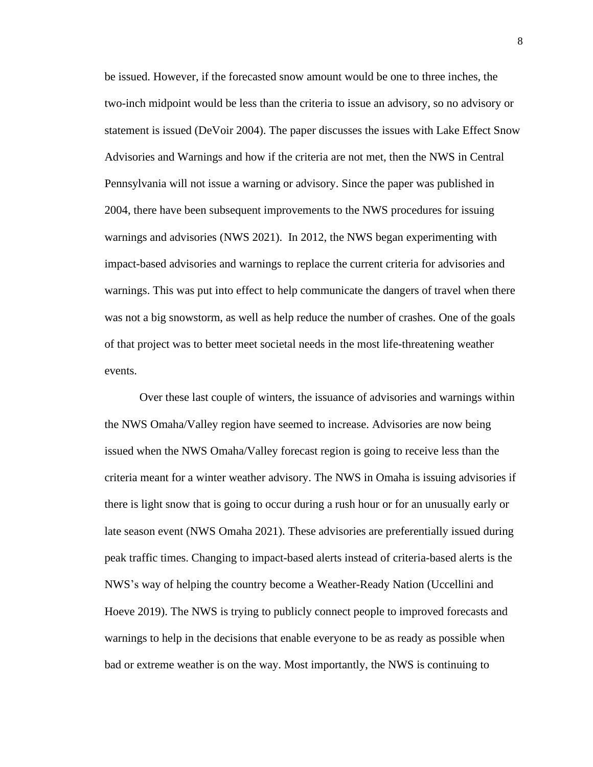be issued. However, if the forecasted snow amount would be one to three inches, the two-inch midpoint would be less than the criteria to issue an advisory, so no advisory or statement is issued (DeVoir 2004). The paper discusses the issues with Lake Effect Snow Advisories and Warnings and how if the criteria are not met, then the NWS in Central Pennsylvania will not issue a warning or advisory. Since the paper was published in 2004, there have been subsequent improvements to the NWS procedures for issuing warnings and advisories (NWS 2021). In 2012, the NWS began experimenting with impact-based advisories and warnings to replace the current criteria for advisories and warnings. This was put into effect to help communicate the dangers of travel when there was not a big snowstorm, as well as help reduce the number of crashes. One of the goals of that project was to better meet societal needs in the most life-threatening weather events.

Over these last couple of winters, the issuance of advisories and warnings within the NWS Omaha/Valley region have seemed to increase. Advisories are now being issued when the NWS Omaha/Valley forecast region is going to receive less than the criteria meant for a winter weather advisory. The NWS in Omaha is issuing advisories if there is light snow that is going to occur during a rush hour or for an unusually early or late season event (NWS Omaha 2021). These advisories are preferentially issued during peak traffic times. Changing to impact-based alerts instead of criteria-based alerts is the NWS's way of helping the country become a Weather-Ready Nation (Uccellini and Hoeve 2019). The NWS is trying to publicly connect people to improved forecasts and warnings to help in the decisions that enable everyone to be as ready as possible when bad or extreme weather is on the way. Most importantly, the NWS is continuing to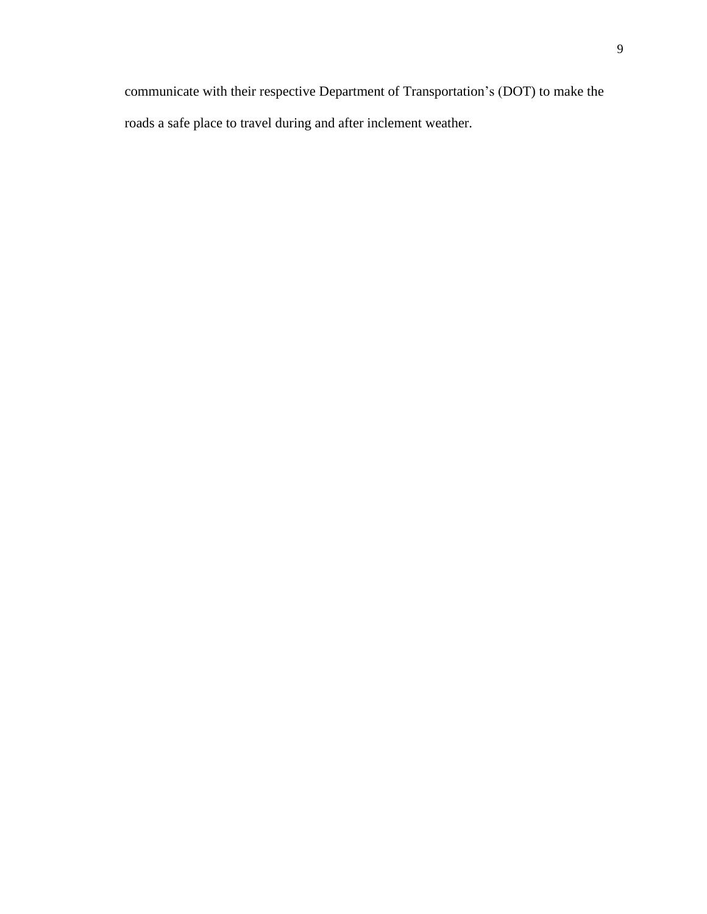communicate with their respective Department of Transportation’s (DOT) to make the roads a safe place to travel during and after inclement weather.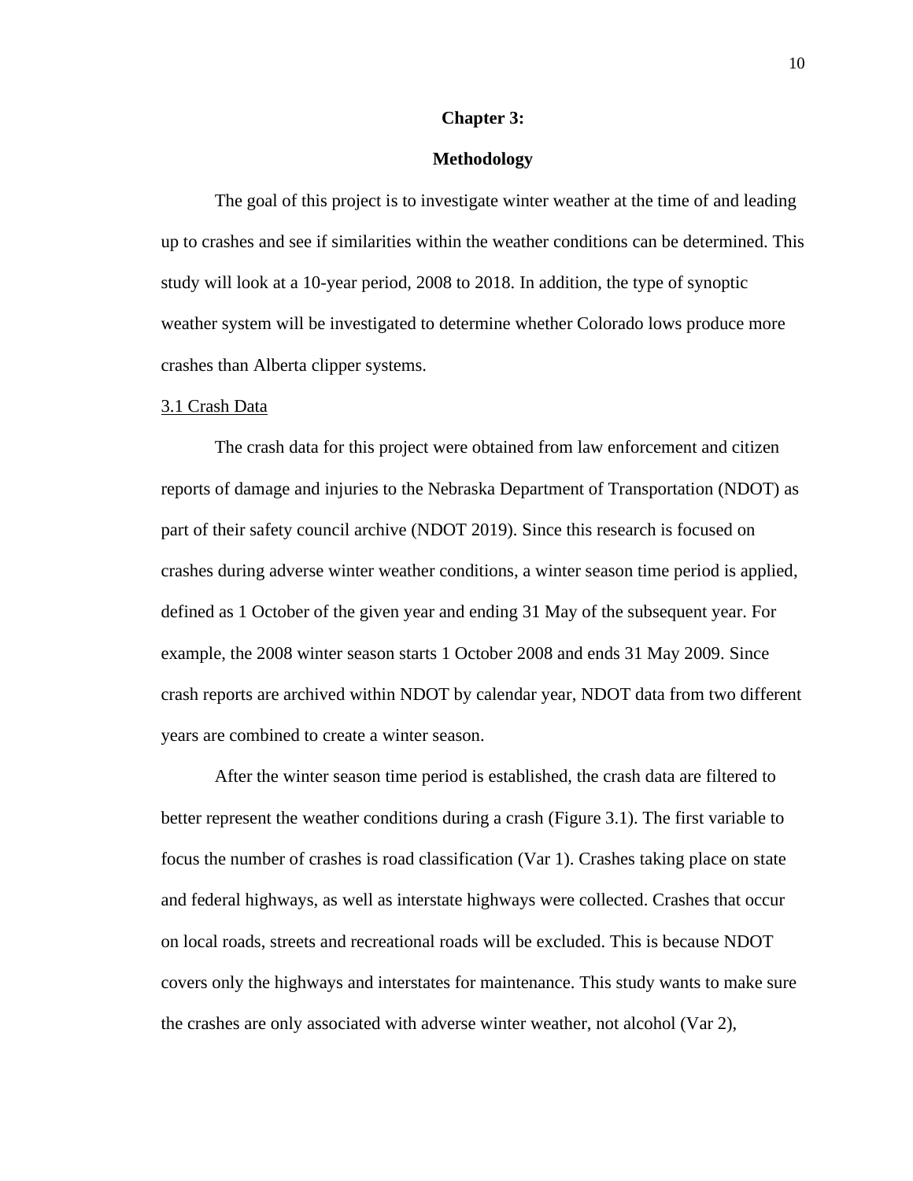# Chapter 3:

# Methodology

The goal of this project is to investigate winter weather at the time of and leading up to crashes and see if similarities within the weather conditions can be determined. This study will look at a 10-year period, 2008 to 2018. In addition, the type of synoptic weather system will be investigated to determine whether Colorado lows produce more crashes than Alberta clipper systems.

## 3.1 Crash Data

The crash data for this project were obtained from law enforcement and citizen reports of damage and injuries to the Nebraska Department of Transportation (NDOT) as part of their safety council archive (NDOT 2019). Since this research is focused on crashes during adverse winter weather conditions, a winter season time period is applied, defined as 1 October of the given year and ending 31 May of the subsequent year. For example, the 2008 winter season starts 1 October 2008 and ends 31 May 2009. Since crash reports are archived within NDOT by calendar year, NDOT data from two different years are combined to create a winter season.

After the winter season time period is established, the crash data are filtered to better represent the weather conditions during a crash (Figure 3.1). The first variable to focus the number of crashes is road classification (Var 1). Crashes taking place on state and federal highways, as well as interstate highways were collected. Crashes that occur on local roads, streets and recreational roads will be excluded. This is because NDOT covers only the highways and interstates for maintenance. This study wants to make sure the crashes are only associated with adverse winter weather, not alcohol (Var 2),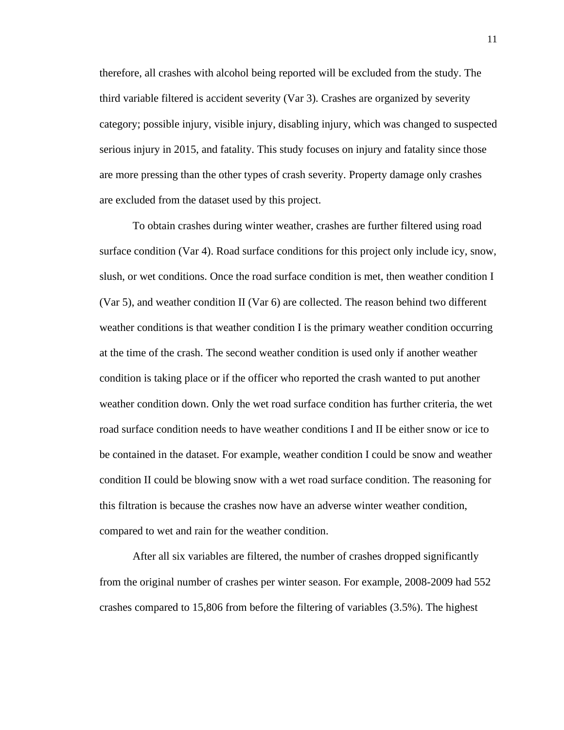therefore, all crashes with alcohol being reported will be excluded from the study. The third variable filtered is accident severity (Var 3). Crashes are organized by severity category; possible injury, visible injury, disabling injury, which was changed to suspected serious injury in 2015, and fatality. This study focuses on injury and fatality since those are more pressing than the other types of crash severity. Property damage only crashes are excluded from the dataset used by this project.

To obtain crashes during winter weather, crashes are further filtered using road surface condition (Var 4). Road surface conditions for this project only include icy, snow, slush, or wet conditions. Once the road surface condition is met, then weather condition I (Var 5), and weather condition II (Var 6) are collected. The reason behind two different weather conditions is that weather condition I is the primary weather condition occurring at the time of the crash. The second weather condition is used only if another weather condition is taking place or if the officer who reported the crash wanted to put another weather condition down. Only the wet road surface condition has further criteria, the wet road surface condition needs to have weather conditions I and II be either snow or ice to be contained in the dataset. For example, weather condition I could be snow and weather condition II could be blowing snow with a wet road surface condition. The reasoning for this filtration is because the crashes now have an adverse winter weather condition, compared to wet and rain for the weather condition.

After all six variables are filtered, the number of crashes dropped significantly from the original number of crashes per winter season. For example, 2008-2009 had 552 crashes compared to 15,806 from before the filtering of variables (3.5%). The highest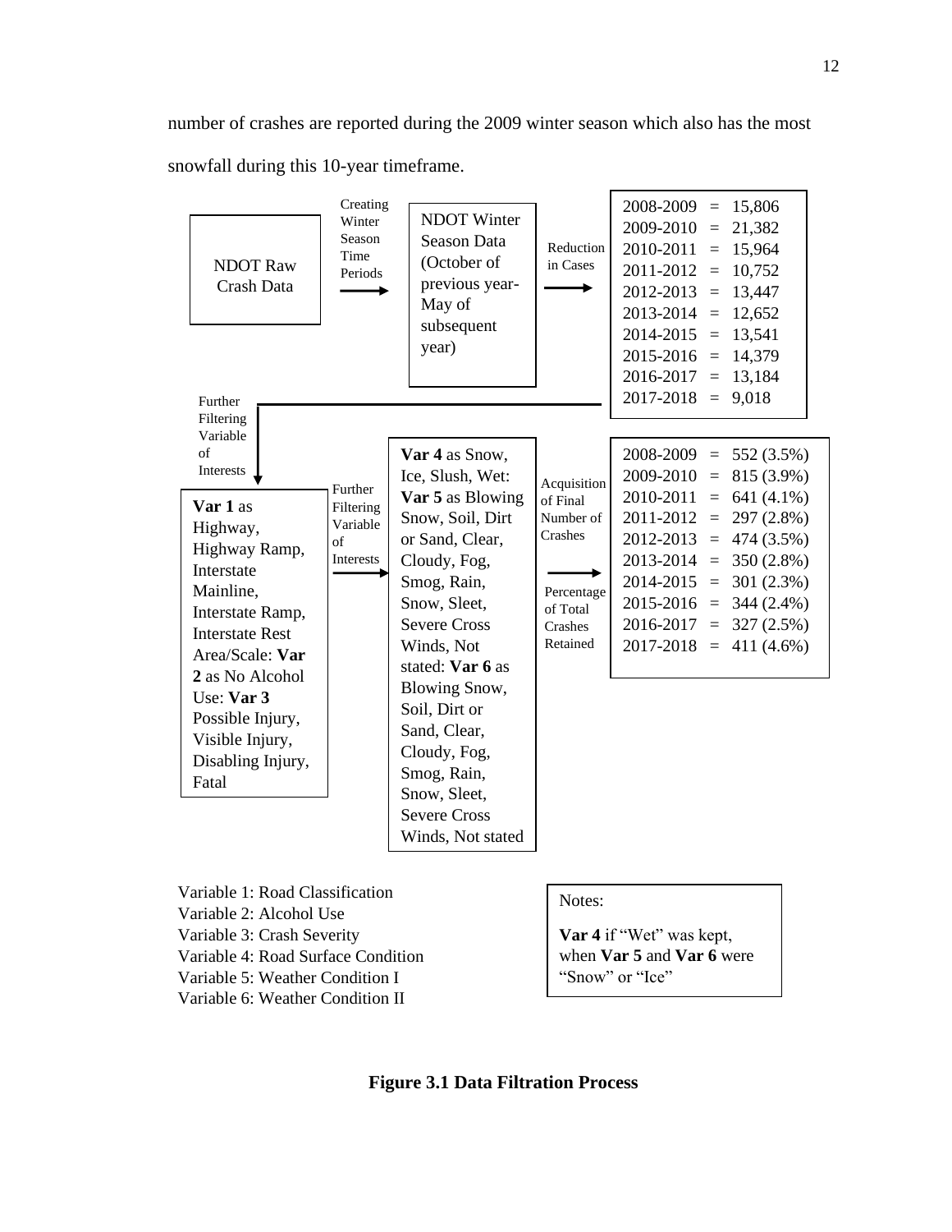number of crashes are reported during the 2009 winter season which also has the most snowfall during this 10-year timeframe.

NDOT Raw Crash Data

→ Creating Winter Season Time Periods →

NDOT Winter Season Data (October of previous year-May of subsequent year)

→ Reduction in Cases →

| Season | Crashes |
| --- | --- |
| 2008-2009 | 15,806 |
| 2009-2010 | 21,382 |
| 2010-2011 | 15,964 |
| 2011-2012 | 10,752 |
| 2012-2013 | 13,447 |
| 2013-2014 | 12,652 |
| 2014-2015 | 13,541 |
| 2015-2016 | 14,379 |
| 2016-2017 | 13,184 |
| 2017-2018 | 9,018 |

→ Further Filtering Variable of Interests →

**Var 1** as Highway, Highway Ramp, Interstate Mainline, Interstate Ramp, Interstate Rest Area/Scale: **Var 2** as No Alcohol Use: **Var 3** Possible Injury, Visible Injury, Disabling Injury, Fatal

→ Further Filtering Variable of Interests →

**Var 4** as Snow, Ice, Slush, Wet: **Var 5** as Blowing Snow, Soil, Dirt or Sand, Clear, Cloudy, Fog, Smog, Rain, Snow, Sleet, Severe Cross Winds, Not stated: **Var 6** as Blowing Snow, Soil, Dirt or Sand, Clear, Cloudy, Fog, Smog, Rain, Snow, Sleet, Severe Cross Winds, Not stated

→ Acquisition of Final Number of Crashes / Percentage of Total Crashes Retained →

| Season | Crashes (%) |
| --- | --- |
| 2008-2009 | 552 (3.5%) |
| 2009-2010 | 815 (3.9%) |
| 2010-2011 | 641 (4.1%) |
| 2011-2012 | 297 (2.8%) |
| 2012-2013 | 474 (3.5%) |
| 2013-2014 | 350 (2.8%) |
| 2014-2015 | 301 (2.3%) |
| 2015-2016 | 344 (2.4%) |
| 2016-2017 | 327 (2.5%) |
| 2017-2018 | 411 (4.6%) |

Variable 1: Road Classification
Variable 2: Alcohol Use
Variable 3: Crash Severity
Variable 4: Road Surface Condition
Variable 5: Weather Condition I
Variable 6: Weather Condition II

Notes:

**Var 4** if "Wet" was kept, when **Var 5** and **Var 6** were "Snow" or "Ice"

**Figure 3.1 Data Filtration Process**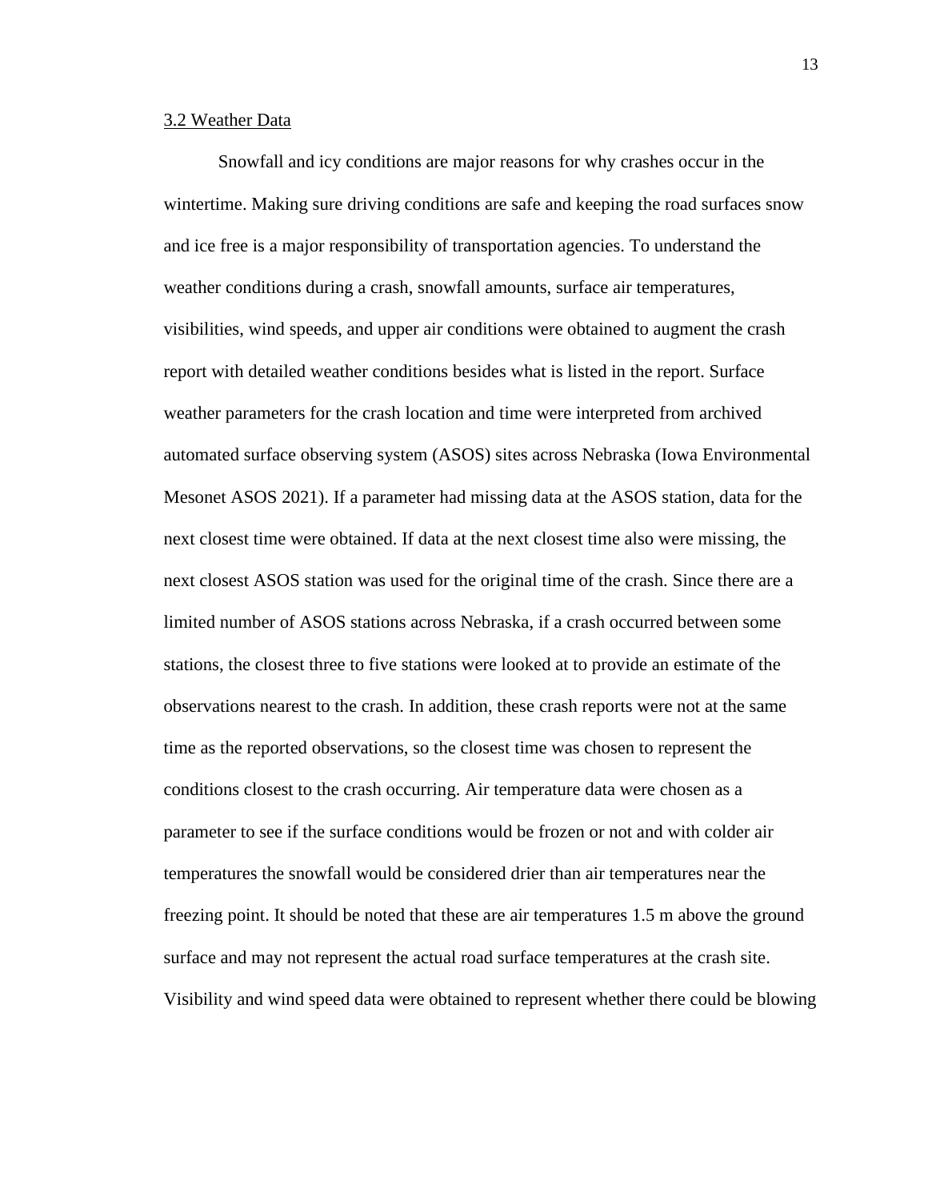### 3.2 Weather Data

Snowfall and icy conditions are major reasons for why crashes occur in the wintertime. Making sure driving conditions are safe and keeping the road surfaces snow and ice free is a major responsibility of transportation agencies. To understand the weather conditions during a crash, snowfall amounts, surface air temperatures, visibilities, wind speeds, and upper air conditions were obtained to augment the crash report with detailed weather conditions besides what is listed in the report. Surface weather parameters for the crash location and time were interpreted from archived automated surface observing system (ASOS) sites across Nebraska (Iowa Environmental Mesonet ASOS 2021). If a parameter had missing data at the ASOS station, data for the next closest time were obtained. If data at the next closest time also were missing, the next closest ASOS station was used for the original time of the crash. Since there are a limited number of ASOS stations across Nebraska, if a crash occurred between some stations, the closest three to five stations were looked at to provide an estimate of the observations nearest to the crash. In addition, these crash reports were not at the same time as the reported observations, so the closest time was chosen to represent the conditions closest to the crash occurring. Air temperature data were chosen as a parameter to see if the surface conditions would be frozen or not and with colder air temperatures the snowfall would be considered drier than air temperatures near the freezing point. It should be noted that these are air temperatures 1.5 m above the ground surface and may not represent the actual road surface temperatures at the crash site. Visibility and wind speed data were obtained to represent whether there could be blowing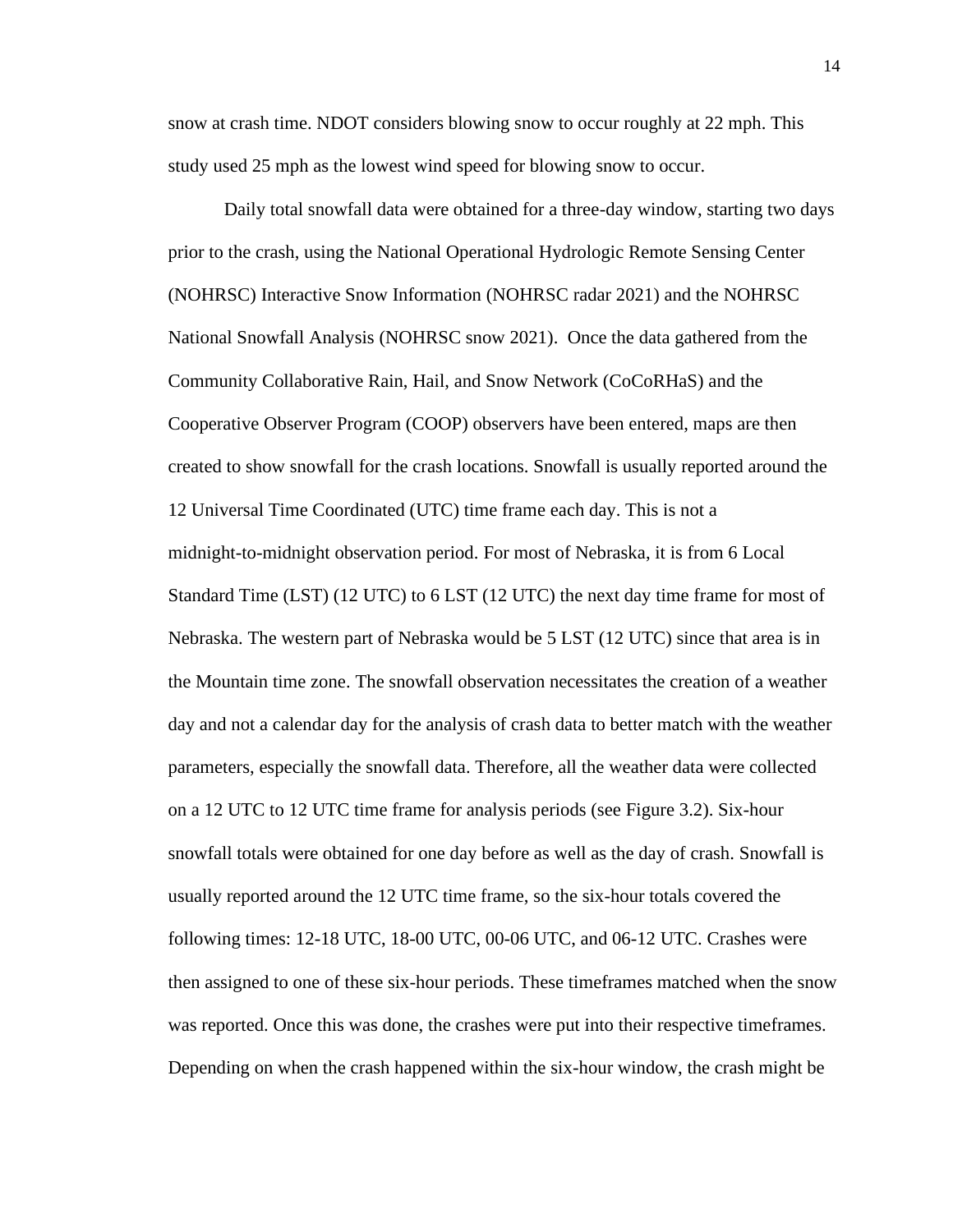snow at crash time. NDOT considers blowing snow to occur roughly at 22 mph. This study used 25 mph as the lowest wind speed for blowing snow to occur.

Daily total snowfall data were obtained for a three-day window, starting two days prior to the crash, using the National Operational Hydrologic Remote Sensing Center (NOHRSC) Interactive Snow Information (NOHRSC radar 2021) and the NOHRSC National Snowfall Analysis (NOHRSC snow 2021). Once the data gathered from the Community Collaborative Rain, Hail, and Snow Network (CoCoRHaS) and the Cooperative Observer Program (COOP) observers have been entered, maps are then created to show snowfall for the crash locations. Snowfall is usually reported around the 12 Universal Time Coordinated (UTC) time frame each day. This is not a midnight-to-midnight observation period. For most of Nebraska, it is from 6 Local Standard Time (LST) (12 UTC) to 6 LST (12 UTC) the next day time frame for most of Nebraska. The western part of Nebraska would be 5 LST (12 UTC) since that area is in the Mountain time zone. The snowfall observation necessitates the creation of a weather day and not a calendar day for the analysis of crash data to better match with the weather parameters, especially the snowfall data. Therefore, all the weather data were collected on a 12 UTC to 12 UTC time frame for analysis periods (see Figure 3.2). Six-hour snowfall totals were obtained for one day before as well as the day of crash. Snowfall is usually reported around the 12 UTC time frame, so the six-hour totals covered the following times: 12-18 UTC, 18-00 UTC, 00-06 UTC, and 06-12 UTC. Crashes were then assigned to one of these six-hour periods. These timeframes matched when the snow was reported. Once this was done, the crashes were put into their respective timeframes. Depending on when the crash happened within the six-hour window, the crash might be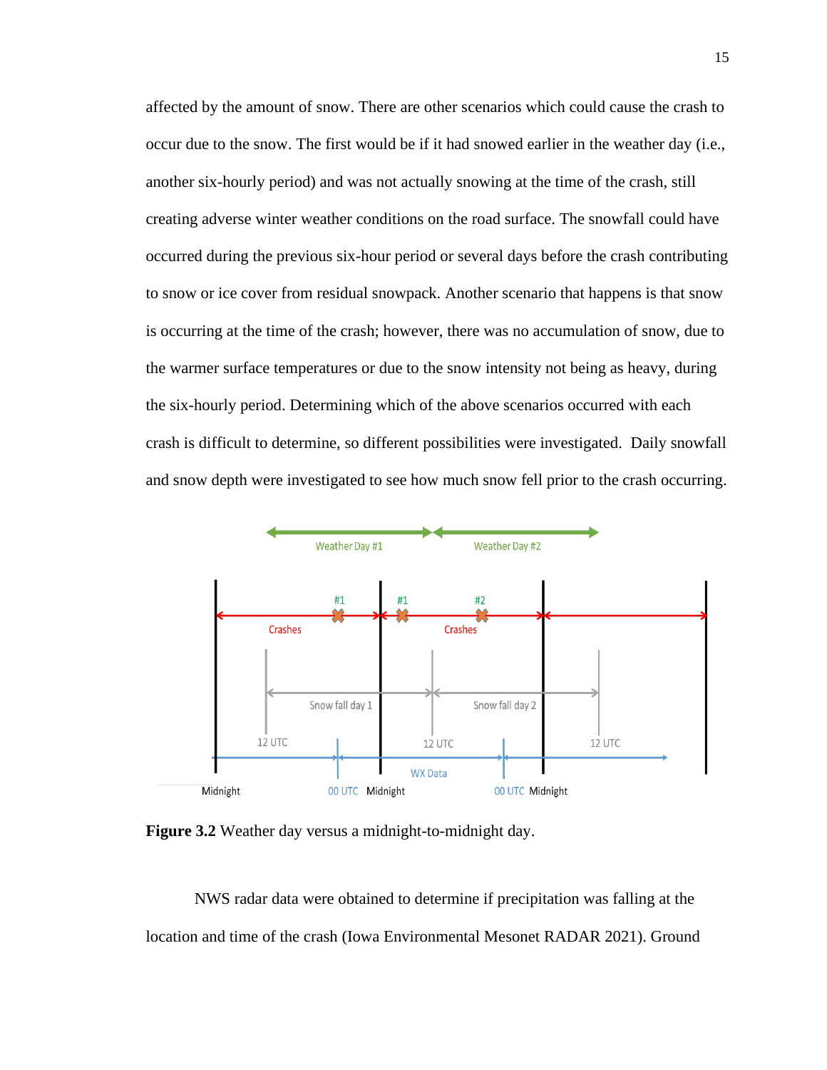affected by the amount of snow. There are other scenarios which could cause the crash to occur due to the snow. The first would be if it had snowed earlier in the weather day (i.e., another six-hourly period) and was not actually snowing at the time of the crash, still creating adverse winter weather conditions on the road surface. The snowfall could have occurred during the previous six-hour period or several days before the crash contributing to snow or ice cover from residual snowpack. Another scenario that happens is that snow is occurring at the time of the crash; however, there was no accumulation of snow, due to the warmer surface temperatures or due to the snow intensity not being as heavy, during the six-hourly period. Determining which of the above scenarios occurred with each crash is difficult to determine, so different possibilities were investigated. Daily snowfall and snow depth were investigated to see how much snow fell prior to the crash occurring.

**Figure 3.2** Weather day versus a midnight-to-midnight day.

NWS radar data were obtained to determine if precipitation was falling at the location and time of the crash (Iowa Environmental Mesonet RADAR 2021). Ground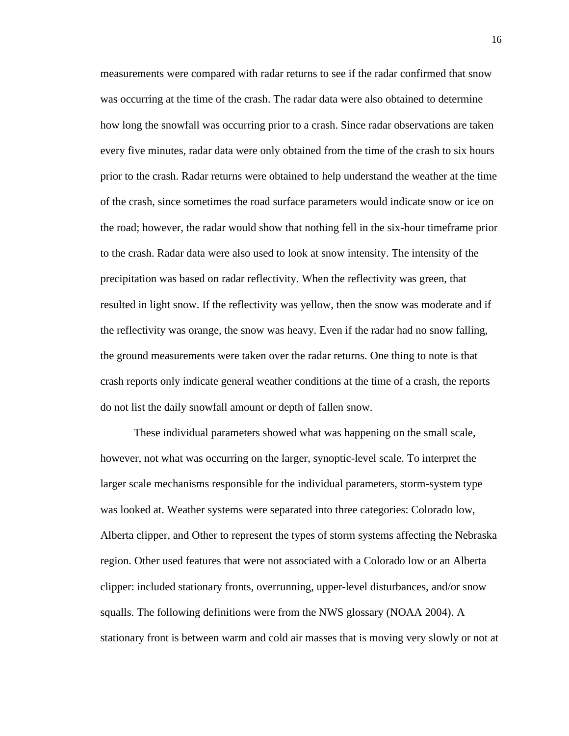measurements were compared with radar returns to see if the radar confirmed that snow was occurring at the time of the crash. The radar data were also obtained to determine how long the snowfall was occurring prior to a crash. Since radar observations are taken every five minutes, radar data were only obtained from the time of the crash to six hours prior to the crash. Radar returns were obtained to help understand the weather at the time of the crash, since sometimes the road surface parameters would indicate snow or ice on the road; however, the radar would show that nothing fell in the six-hour timeframe prior to the crash. Radar data were also used to look at snow intensity. The intensity of the precipitation was based on radar reflectivity. When the reflectivity was green, that resulted in light snow. If the reflectivity was yellow, then the snow was moderate and if the reflectivity was orange, the snow was heavy. Even if the radar had no snow falling, the ground measurements were taken over the radar returns. One thing to note is that crash reports only indicate general weather conditions at the time of a crash, the reports do not list the daily snowfall amount or depth of fallen snow.

These individual parameters showed what was happening on the small scale, however, not what was occurring on the larger, synoptic-level scale. To interpret the larger scale mechanisms responsible for the individual parameters, storm-system type was looked at. Weather systems were separated into three categories: Colorado low, Alberta clipper, and Other to represent the types of storm systems affecting the Nebraska region. Other used features that were not associated with a Colorado low or an Alberta clipper: included stationary fronts, overrunning, upper-level disturbances, and/or snow squalls. The following definitions were from the NWS glossary (NOAA 2004). A stationary front is between warm and cold air masses that is moving very slowly or not at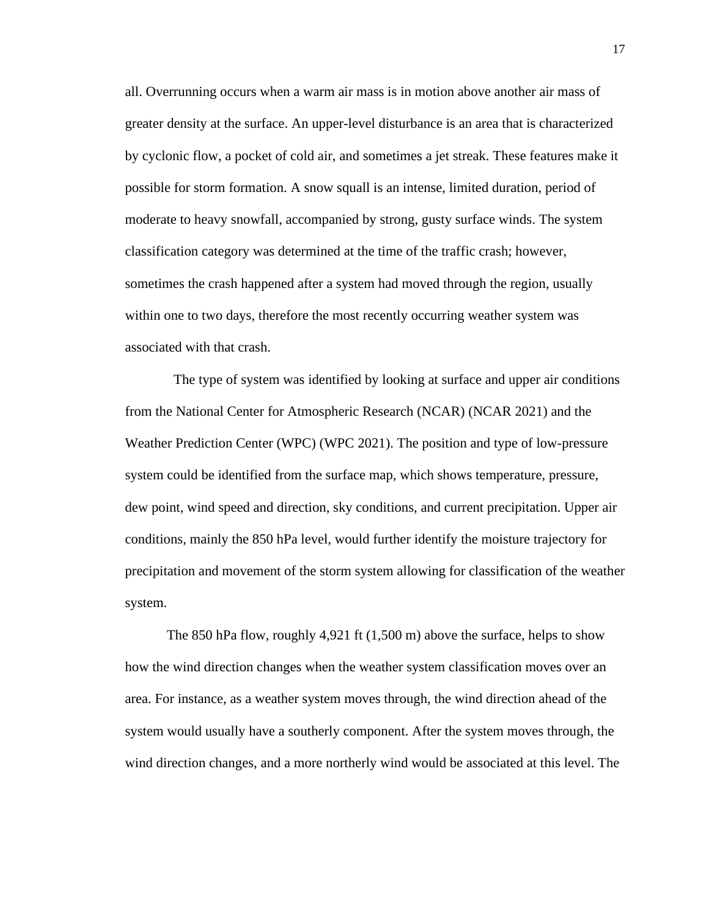all. Overrunning occurs when a warm air mass is in motion above another air mass of greater density at the surface. An upper-level disturbance is an area that is characterized by cyclonic flow, a pocket of cold air, and sometimes a jet streak. These features make it possible for storm formation. A snow squall is an intense, limited duration, period of moderate to heavy snowfall, accompanied by strong, gusty surface winds. The system classification category was determined at the time of the traffic crash; however, sometimes the crash happened after a system had moved through the region, usually within one to two days, therefore the most recently occurring weather system was associated with that crash.

The type of system was identified by looking at surface and upper air conditions from the National Center for Atmospheric Research (NCAR) (NCAR 2021) and the Weather Prediction Center (WPC) (WPC 2021). The position and type of low-pressure system could be identified from the surface map, which shows temperature, pressure, dew point, wind speed and direction, sky conditions, and current precipitation. Upper air conditions, mainly the 850 hPa level, would further identify the moisture trajectory for precipitation and movement of the storm system allowing for classification of the weather system.

The 850 hPa flow, roughly 4,921 ft (1,500 m) above the surface, helps to show how the wind direction changes when the weather system classification moves over an area. For instance, as a weather system moves through, the wind direction ahead of the system would usually have a southerly component. After the system moves through, the wind direction changes, and a more northerly wind would be associated at this level. The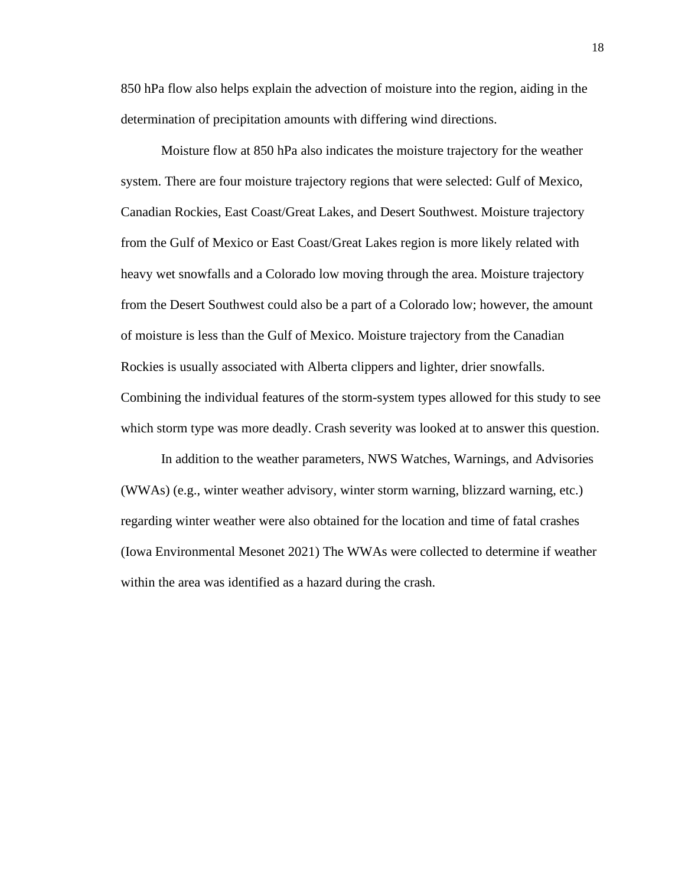850 hPa flow also helps explain the advection of moisture into the region, aiding in the determination of precipitation amounts with differing wind directions.

Moisture flow at 850 hPa also indicates the moisture trajectory for the weather system. There are four moisture trajectory regions that were selected: Gulf of Mexico, Canadian Rockies, East Coast/Great Lakes, and Desert Southwest. Moisture trajectory from the Gulf of Mexico or East Coast/Great Lakes region is more likely related with heavy wet snowfalls and a Colorado low moving through the area. Moisture trajectory from the Desert Southwest could also be a part of a Colorado low; however, the amount of moisture is less than the Gulf of Mexico. Moisture trajectory from the Canadian Rockies is usually associated with Alberta clippers and lighter, drier snowfalls. Combining the individual features of the storm-system types allowed for this study to see which storm type was more deadly. Crash severity was looked at to answer this question.

In addition to the weather parameters, NWS Watches, Warnings, and Advisories (WWAs) (e.g., winter weather advisory, winter storm warning, blizzard warning, etc.) regarding winter weather were also obtained for the location and time of fatal crashes (Iowa Environmental Mesonet 2021) The WWAs were collected to determine if weather within the area was identified as a hazard during the crash.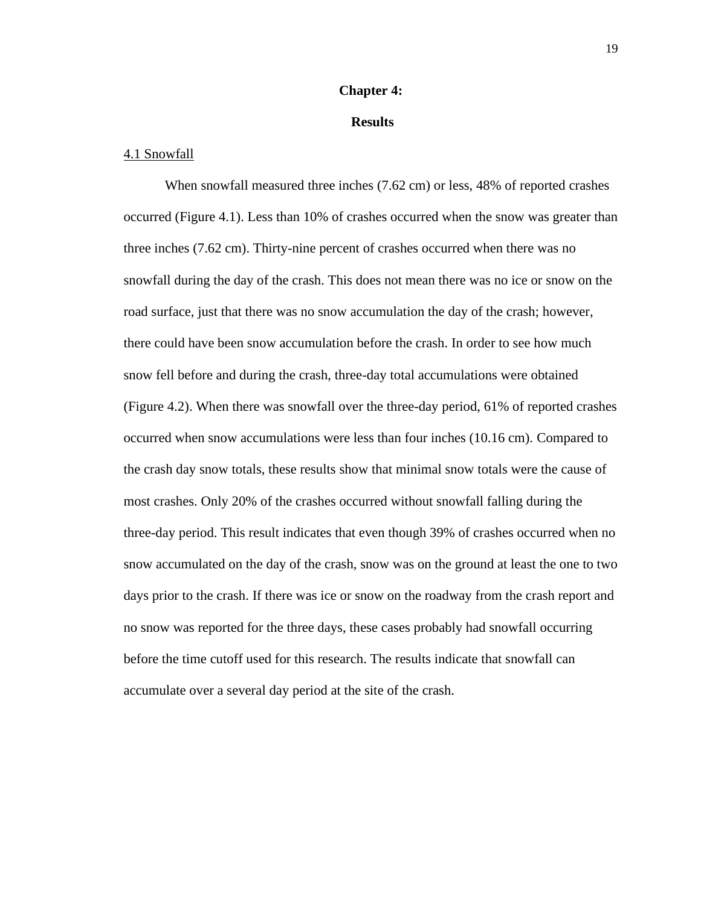# Chapter 4:

# Results

## 4.1 Snowfall

When snowfall measured three inches (7.62 cm) or less, 48% of reported crashes occurred (Figure 4.1). Less than 10% of crashes occurred when the snow was greater than three inches (7.62 cm). Thirty-nine percent of crashes occurred when there was no snowfall during the day of the crash. This does not mean there was no ice or snow on the road surface, just that there was no snow accumulation the day of the crash; however, there could have been snow accumulation before the crash. In order to see how much snow fell before and during the crash, three-day total accumulations were obtained (Figure 4.2). When there was snowfall over the three-day period, 61% of reported crashes occurred when snow accumulations were less than four inches (10.16 cm). Compared to the crash day snow totals, these results show that minimal snow totals were the cause of most crashes. Only 20% of the crashes occurred without snowfall falling during the three-day period. This result indicates that even though 39% of crashes occurred when no snow accumulated on the day of the crash, snow was on the ground at least the one to two days prior to the crash. If there was ice or snow on the roadway from the crash report and no snow was reported for the three days, these cases probably had snowfall occurring before the time cutoff used for this research. The results indicate that snowfall can accumulate over a several day period at the site of the crash.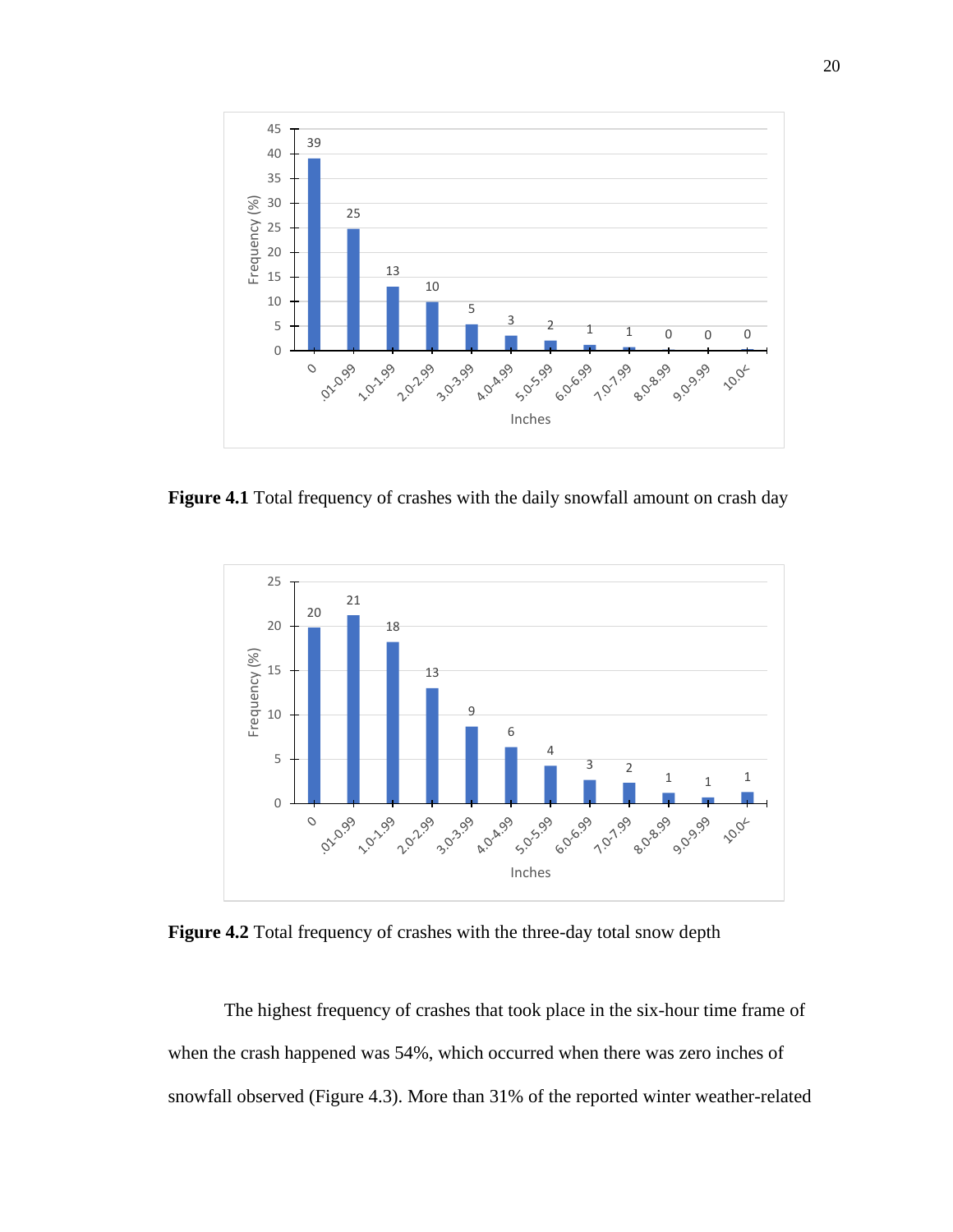**Figure 4.1** Total frequency of crashes with the daily snowfall amount on crash day

**Figure 4.2** Total frequency of crashes with the three-day total snow depth

The highest frequency of crashes that took place in the six-hour time frame of when the crash happened was 54%, which occurred when there was zero inches of snowfall observed (Figure 4.3). More than 31% of the reported winter weather-related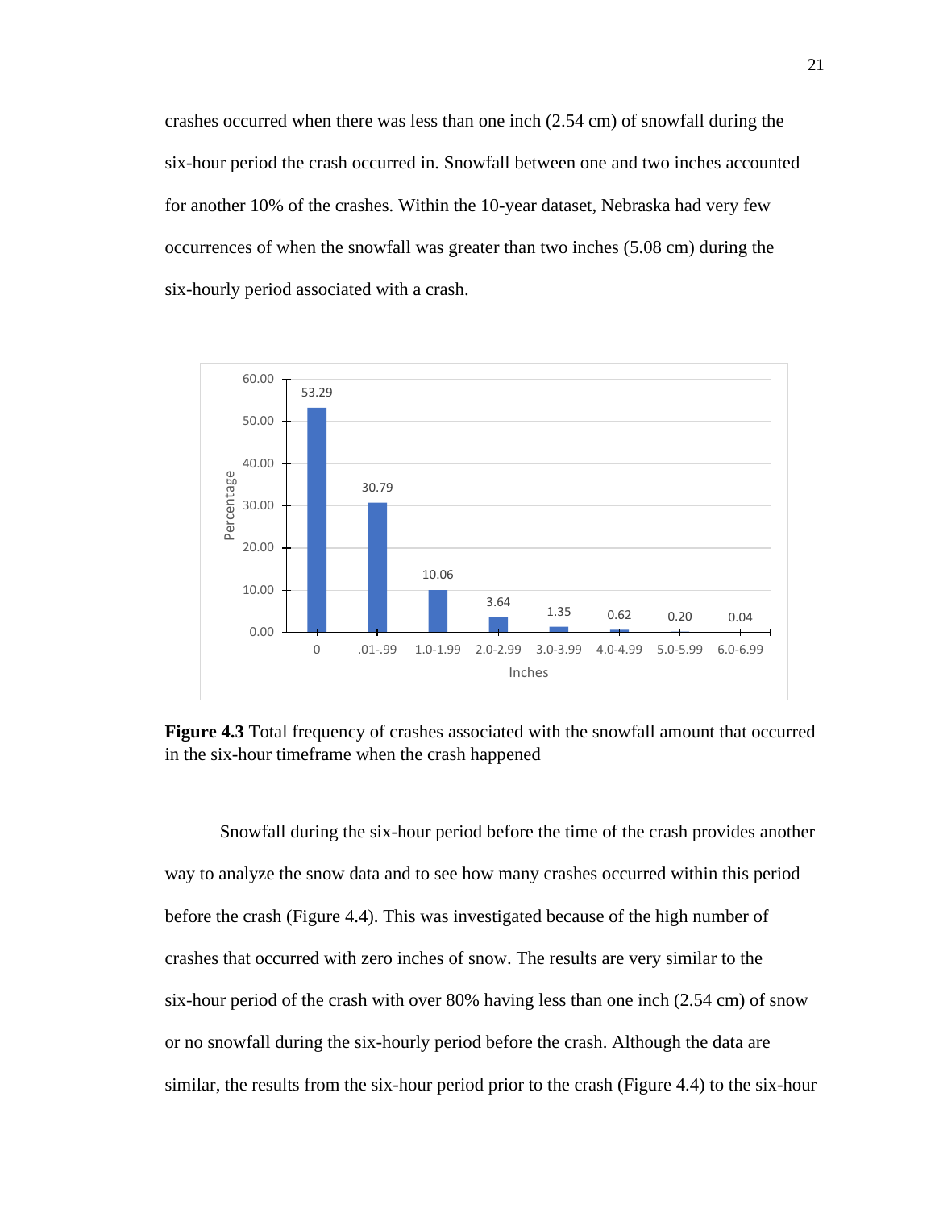crashes occurred when there was less than one inch (2.54 cm) of snowfall during the six-hour period the crash occurred in. Snowfall between one and two inches accounted for another 10% of the crashes. Within the 10-year dataset, Nebraska had very few occurrences of when the snowfall was greater than two inches (5.08 cm) during the six-hourly period associated with a crash.

**Figure 4.3** Total frequency of crashes associated with the snowfall amount that occurred in the six-hour timeframe when the crash happened

Snowfall during the six-hour period before the time of the crash provides another way to analyze the snow data and to see how many crashes occurred within this period before the crash (Figure 4.4). This was investigated because of the high number of crashes that occurred with zero inches of snow. The results are very similar to the six-hour period of the crash with over 80% having less than one inch (2.54 cm) of snow or no snowfall during the six-hourly period before the crash. Although the data are similar, the results from the six-hour period prior to the crash (Figure 4.4) to the six-hour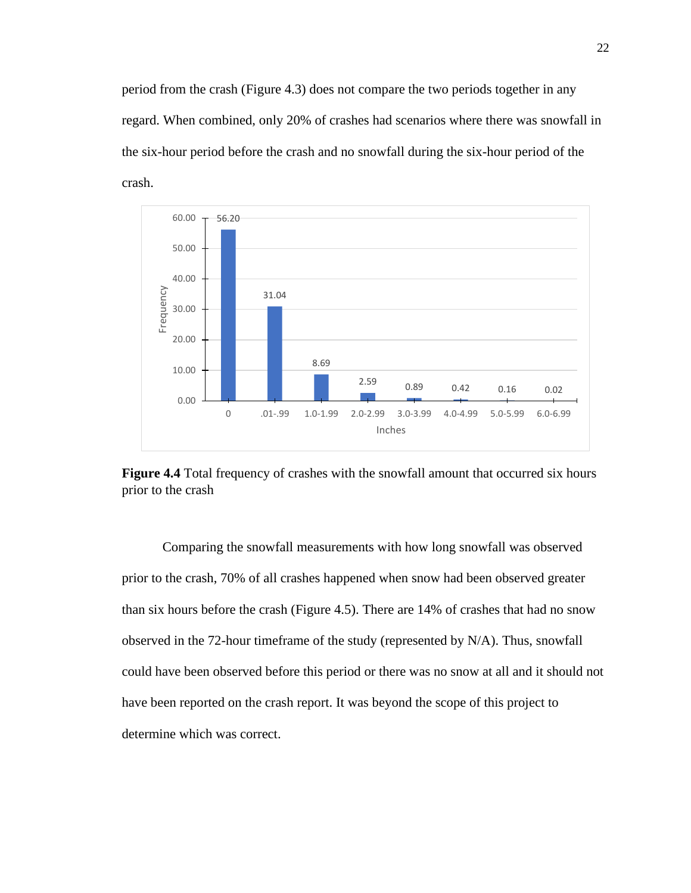period from the crash (Figure 4.3) does not compare the two periods together in any regard. When combined, only 20% of crashes had scenarios where there was snowfall in the six-hour period before the crash and no snowfall during the six-hour period of the crash.

| Inches | Frequency |
|---|---|
| 0 | 56.20 |
| .01-.99 | 31.04 |
| 1.0-1.99 | 8.69 |
| 2.0-2.99 | 2.59 |
| 3.0-3.99 | 0.89 |
| 4.0-4.99 | 0.42 |
| 5.0-5.99 | 0.16 |
| 6.0-6.99 | 0.02 |

**Figure 4.4** Total frequency of crashes with the snowfall amount that occurred six hours prior to the crash

Comparing the snowfall measurements with how long snowfall was observed prior to the crash, 70% of all crashes happened when snow had been observed greater than six hours before the crash (Figure 4.5). There are 14% of crashes that had no snow observed in the 72-hour timeframe of the study (represented by N/A). Thus, snowfall could have been observed before this period or there was no snow at all and it should not have been reported on the crash report. It was beyond the scope of this project to determine which was correct.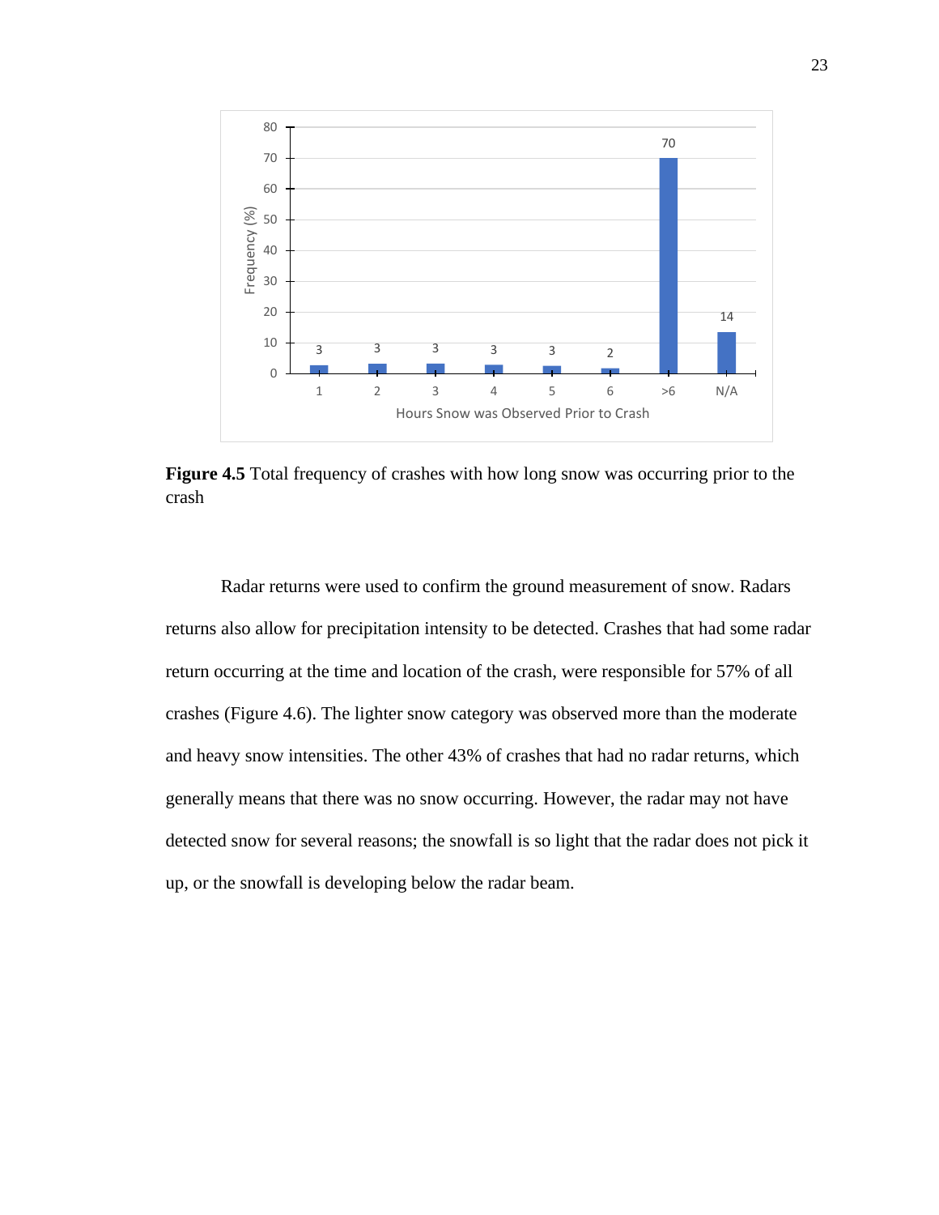**Figure 4.5** Total frequency of crashes with how long snow was occurring prior to the crash

Radar returns were used to confirm the ground measurement of snow. Radars returns also allow for precipitation intensity to be detected. Crashes that had some radar return occurring at the time and location of the crash, were responsible for 57% of all crashes (Figure 4.6). The lighter snow category was observed more than the moderate and heavy snow intensities. The other 43% of crashes that had no radar returns, which generally means that there was no snow occurring. However, the radar may not have detected snow for several reasons; the snowfall is so light that the radar does not pick it up, or the snowfall is developing below the radar beam.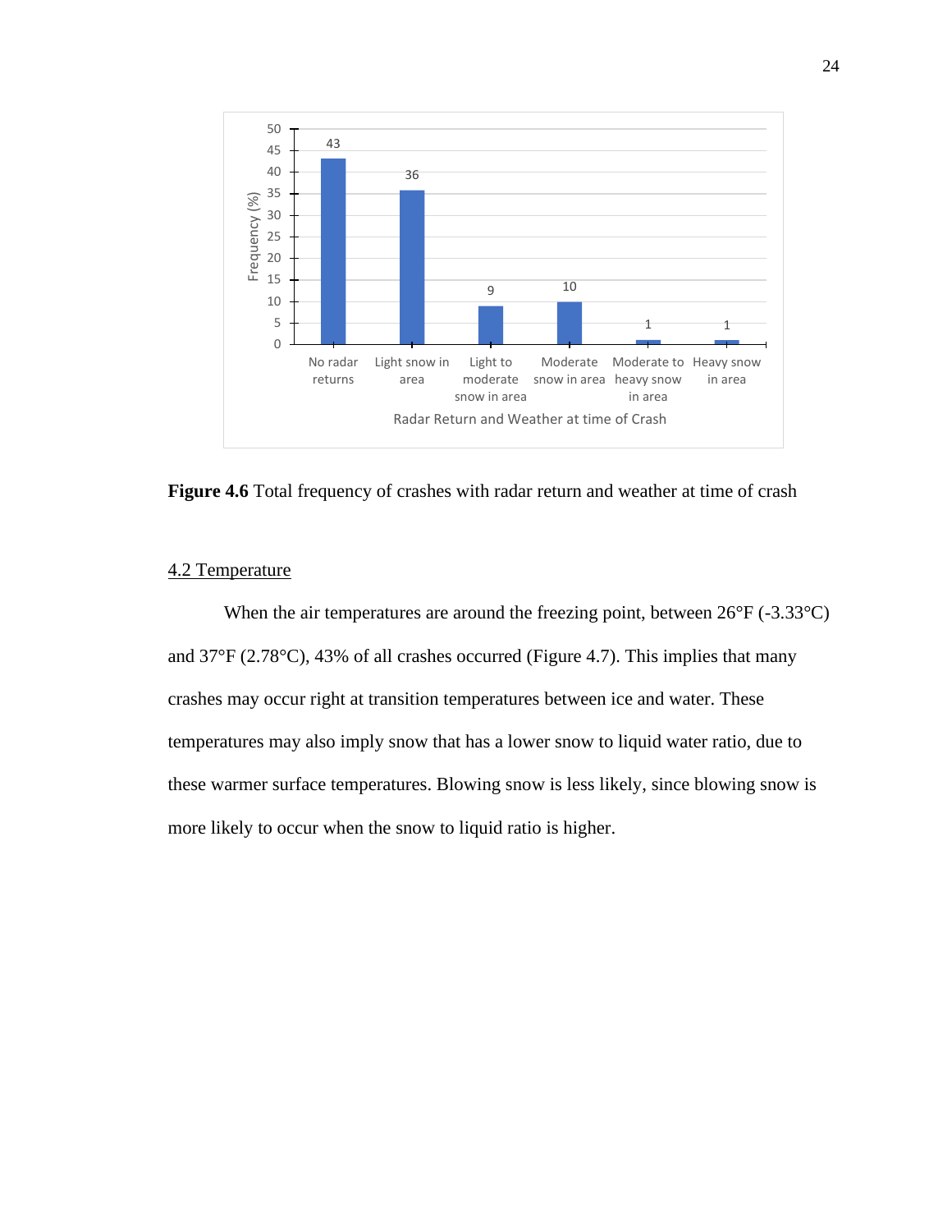**Figure 4.6** Total frequency of crashes with radar return and weather at time of crash

## 4.2 Temperature

When the air temperatures are around the freezing point, between 26°F (-3.33°C) and 37°F (2.78°C), 43% of all crashes occurred (Figure 4.7). This implies that many crashes may occur right at transition temperatures between ice and water. These temperatures may also imply snow that has a lower snow to liquid water ratio, due to these warmer surface temperatures. Blowing snow is less likely, since blowing snow is more likely to occur when the snow to liquid ratio is higher.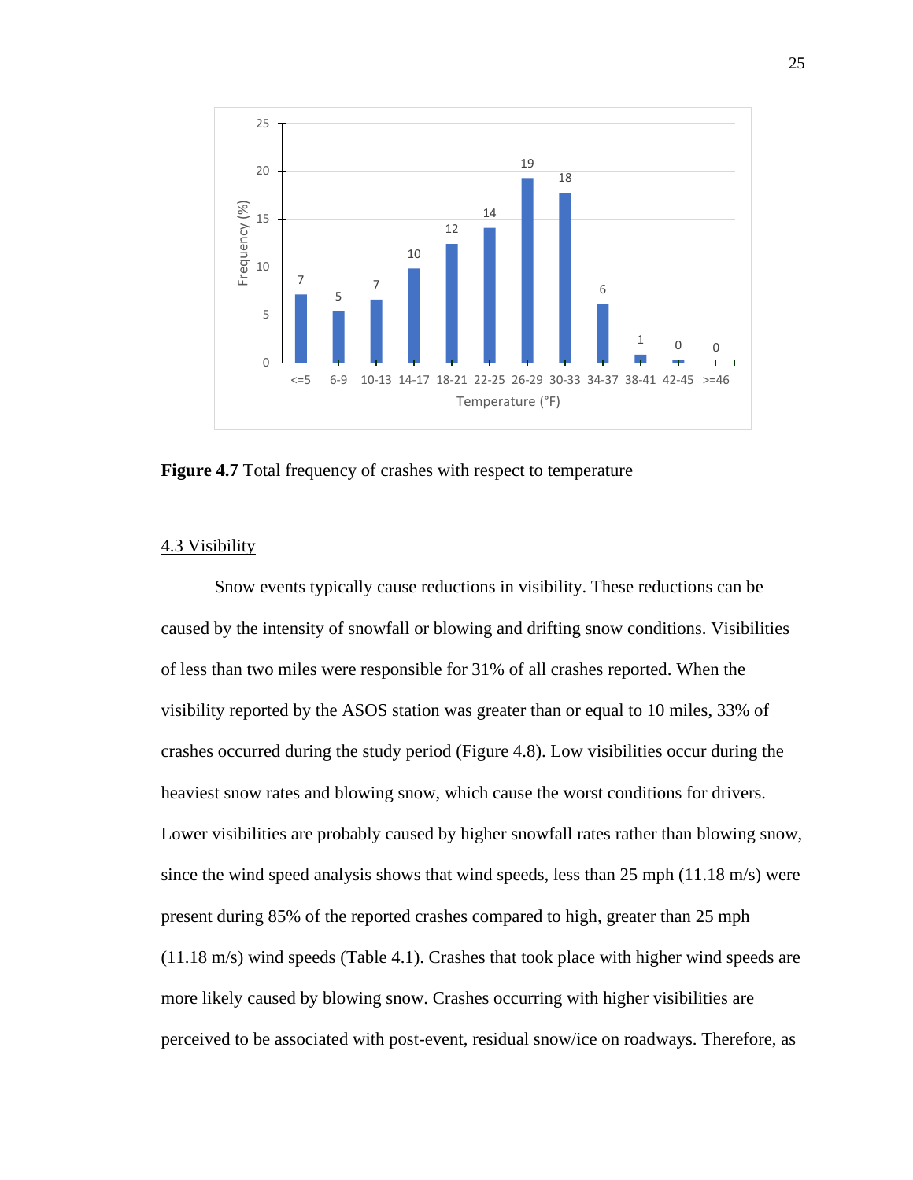Figure 4.7 Total frequency of crashes with respect to temperature

**Figure 4.7** Total frequency of crashes with respect to temperature

4.3 Visibility

Snow events typically cause reductions in visibility. These reductions can be caused by the intensity of snowfall or blowing and drifting snow conditions. Visibilities of less than two miles were responsible for 31% of all crashes reported. When the visibility reported by the ASOS station was greater than or equal to 10 miles, 33% of crashes occurred during the study period (Figure 4.8). Low visibilities occur during the heaviest snow rates and blowing snow, which cause the worst conditions for drivers. Lower visibilities are probably caused by higher snowfall rates rather than blowing snow, since the wind speed analysis shows that wind speeds, less than 25 mph (11.18 m/s) were present during 85% of the reported crashes compared to high, greater than 25 mph (11.18 m/s) wind speeds (Table 4.1). Crashes that took place with higher wind speeds are more likely caused by blowing snow. Crashes occurring with higher visibilities are perceived to be associated with post-event, residual snow/ice on roadways. Therefore, as

**Figure 4.7** Total frequency of crashes with respect to temperature

<u>4.3 Visibility</u>

Snow events typically cause reductions in visibility. These reductions can be caused by the intensity of snowfall or blowing and drifting snow conditions. Visibilities of less than two miles were responsible for 31% of all crashes reported. When the visibility reported by the ASOS station was greater than or equal to 10 miles, 33% of crashes occurred during the study period (Figure 4.8). Low visibilities occur during the heaviest snow rates and blowing snow, which cause the worst conditions for drivers. Lower visibilities are probably caused by higher snowfall rates rather than blowing snow, since the wind speed analysis shows that wind speeds, less than 25 mph (11.18 m/s) were present during 85% of the reported crashes compared to high, greater than 25 mph (11.18 m/s) wind speeds (Table 4.1). Crashes that took place with higher wind speeds are more likely caused by blowing snow. Crashes occurring with higher visibilities are perceived to be associated with post-event, residual snow/ice on roadways. Therefore, as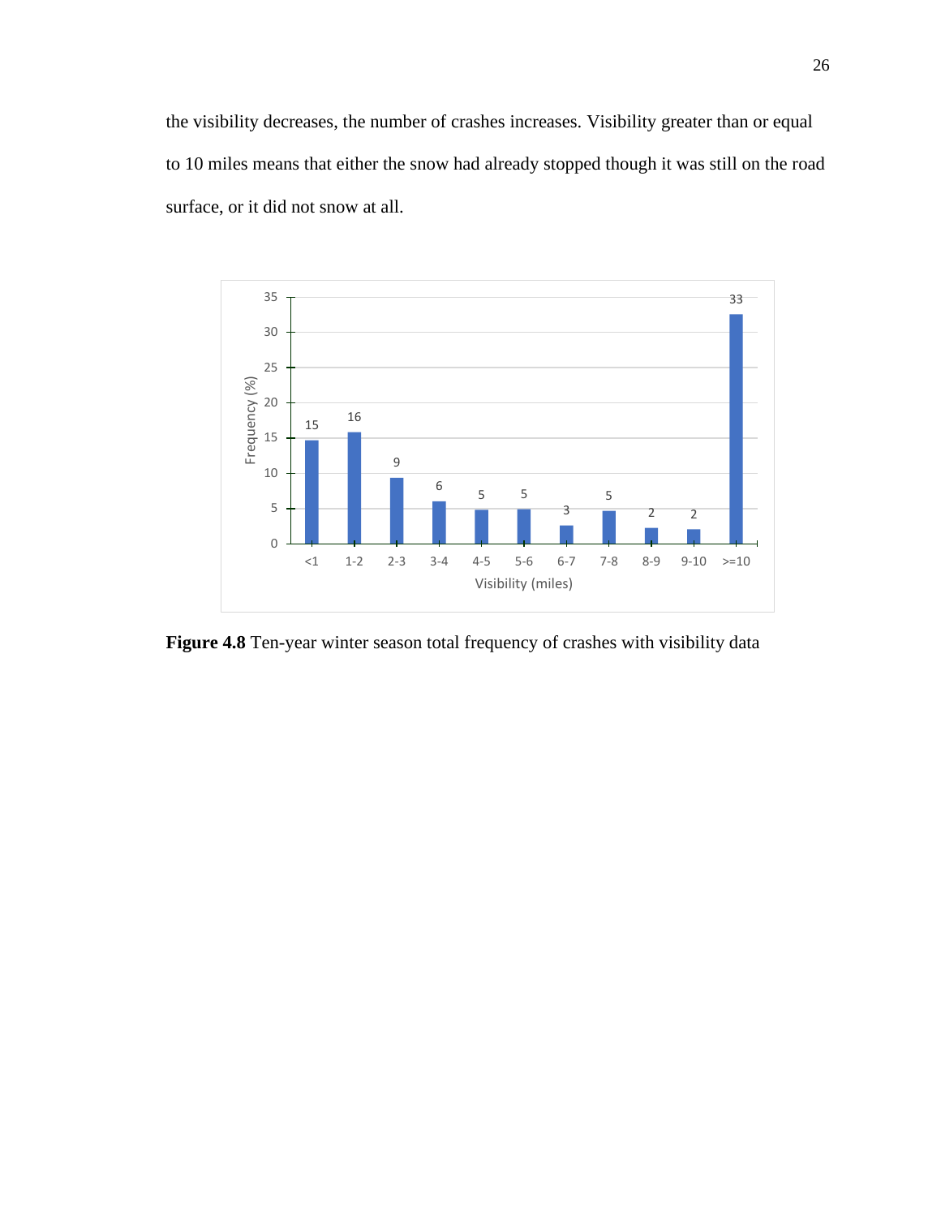the visibility decreases, the number of crashes increases. Visibility greater than or equal to 10 miles means that either the snow had already stopped though it was still on the road surface, or it did not snow at all.

**Figure 4.8** Ten-year winter season total frequency of crashes with visibility data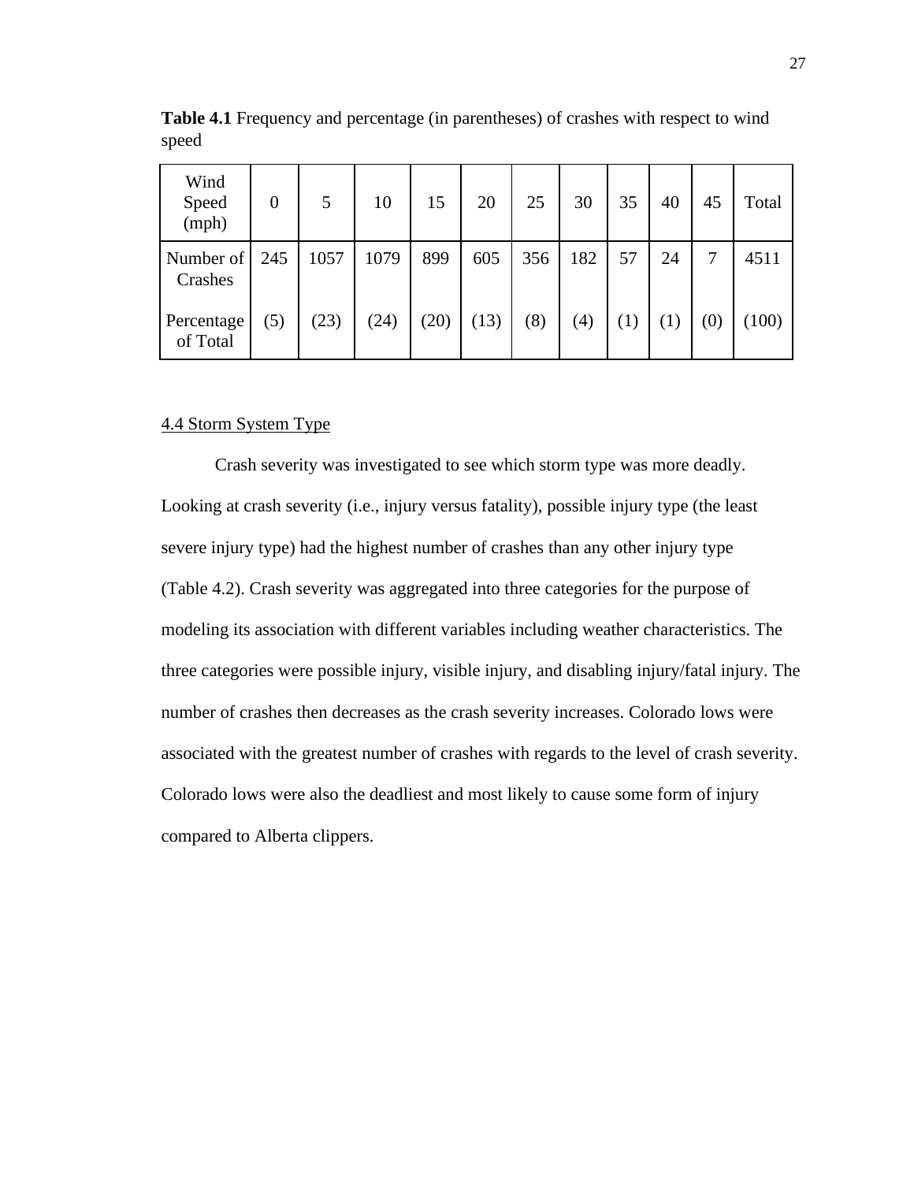**Table 4.1** Frequency and percentage (in parentheses) of crashes with respect to wind speed

| Wind Speed (mph) | 0 | 5 | 10 | 15 | 20 | 25 | 30 | 35 | 40 | 45 | Total |
|---|---|---|---|---|---|---|---|---|---|---|---|
| Number of Crashes | 245 | 1057 | 1079 | 899 | 605 | 356 | 182 | 57 | 24 | 7 | 4511 |
| Percentage of Total | (5) | (23) | (24) | (20) | (13) | (8) | (4) | (1) | (1) | (0) | (100) |

4.4 Storm System Type

Crash severity was investigated to see which storm type was more deadly. Looking at crash severity (i.e., injury versus fatality), possible injury type (the least severe injury type) had the highest number of crashes than any other injury type (Table 4.2). Crash severity was aggregated into three categories for the purpose of modeling its association with different variables including weather characteristics. The three categories were possible injury, visible injury, and disabling injury/fatal injury. The number of crashes then decreases as the crash severity increases. Colorado lows were associated with the greatest number of crashes with regards to the level of crash severity. Colorado lows were also the deadliest and most likely to cause some form of injury compared to Alberta clippers.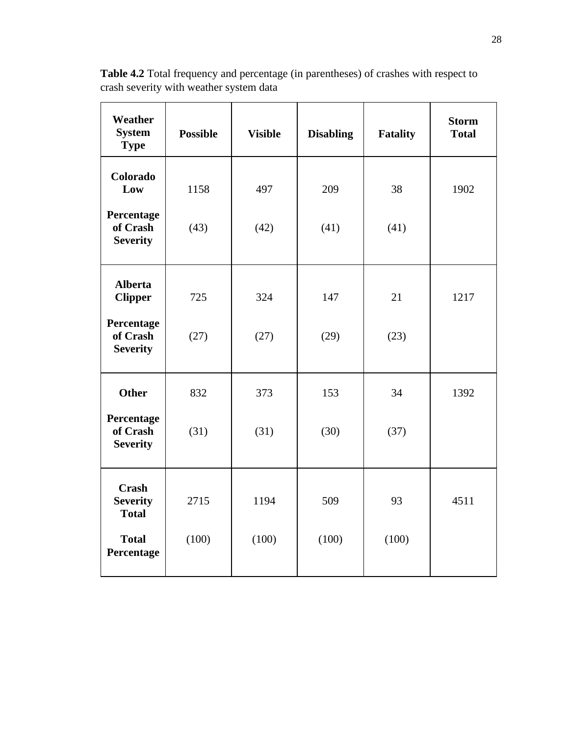**Table 4.2** Total frequency and percentage (in parentheses) of crashes with respect to crash severity with weather system data

| Weather System Type | Possible | Visible | Disabling | Fatality | Storm Total |
|---|---|---|---|---|---|
| **Colorado Low** | 1158 | 497 | 209 | 38 | 1902 |
| **Percentage of Crash Severity** | (43) | (42) | (41) | (41) | |
| **Alberta Clipper** | 725 | 324 | 147 | 21 | 1217 |
| **Percentage of Crash Severity** | (27) | (27) | (29) | (23) | |
| **Other** | 832 | 373 | 153 | 34 | 1392 |
| **Percentage of Crash Severity** | (31) | (31) | (30) | (37) | |
| **Crash Severity Total** | 2715 | 1194 | 509 | 93 | 4511 |
| **Total Percentage** | (100) | (100) | (100) | (100) | |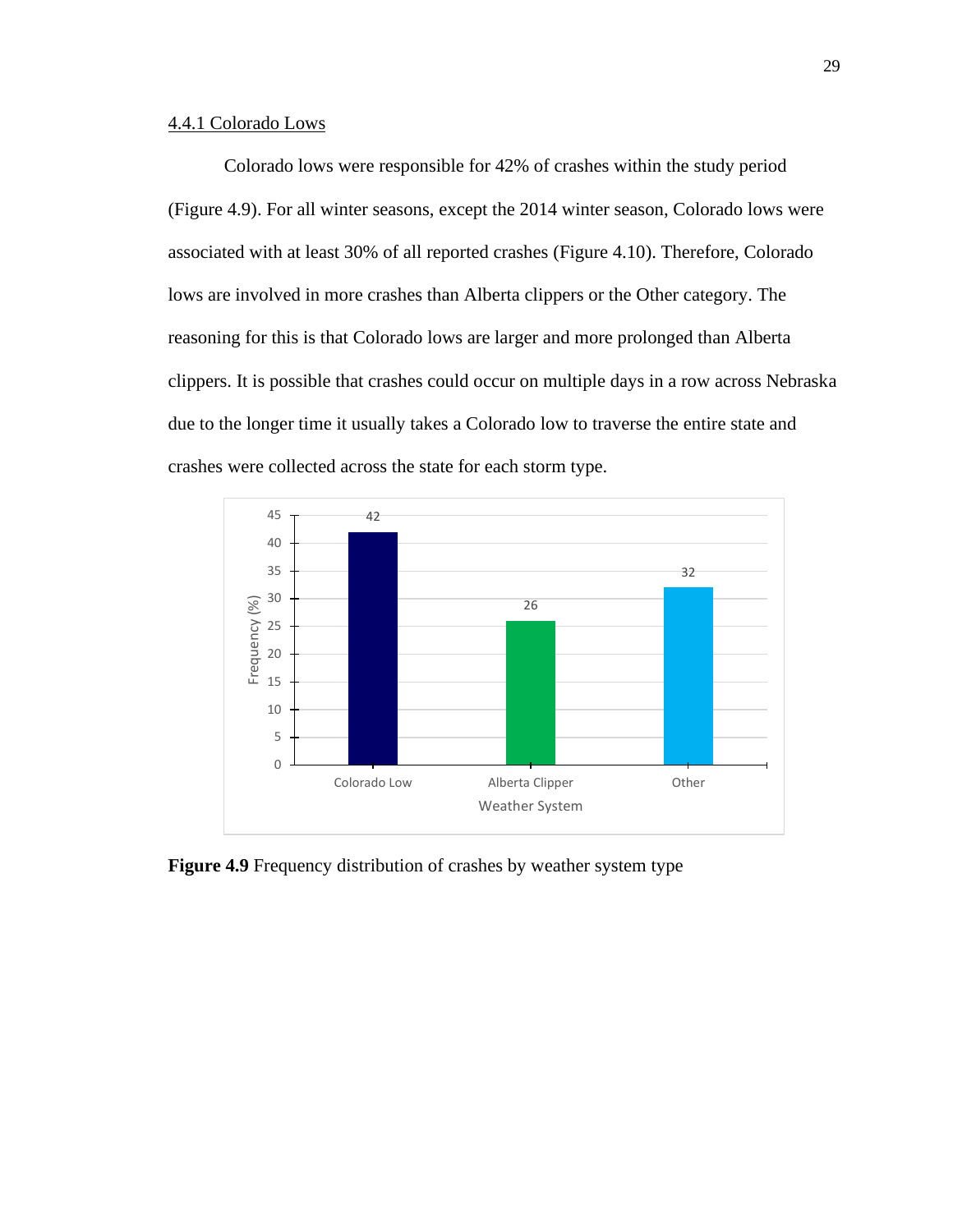4.4.1 Colorado Lows

Colorado lows were responsible for 42% of crashes within the study period (Figure 4.9). For all winter seasons, except the 2014 winter season, Colorado lows were associated with at least 30% of all reported crashes (Figure 4.10). Therefore, Colorado lows are involved in more crashes than Alberta clippers or the Other category. The reasoning for this is that Colorado lows are larger and more prolonged than Alberta clippers. It is possible that crashes could occur on multiple days in a row across Nebraska due to the longer time it usually takes a Colorado low to traverse the entire state and crashes were collected across the state for each storm type.

| Weather System | Frequency (%) |
| --- | --- |
| Colorado Low | 42 |
| Alberta Clipper | 26 |
| Other | 32 |

**Figure 4.9** Frequency distribution of crashes by weather system type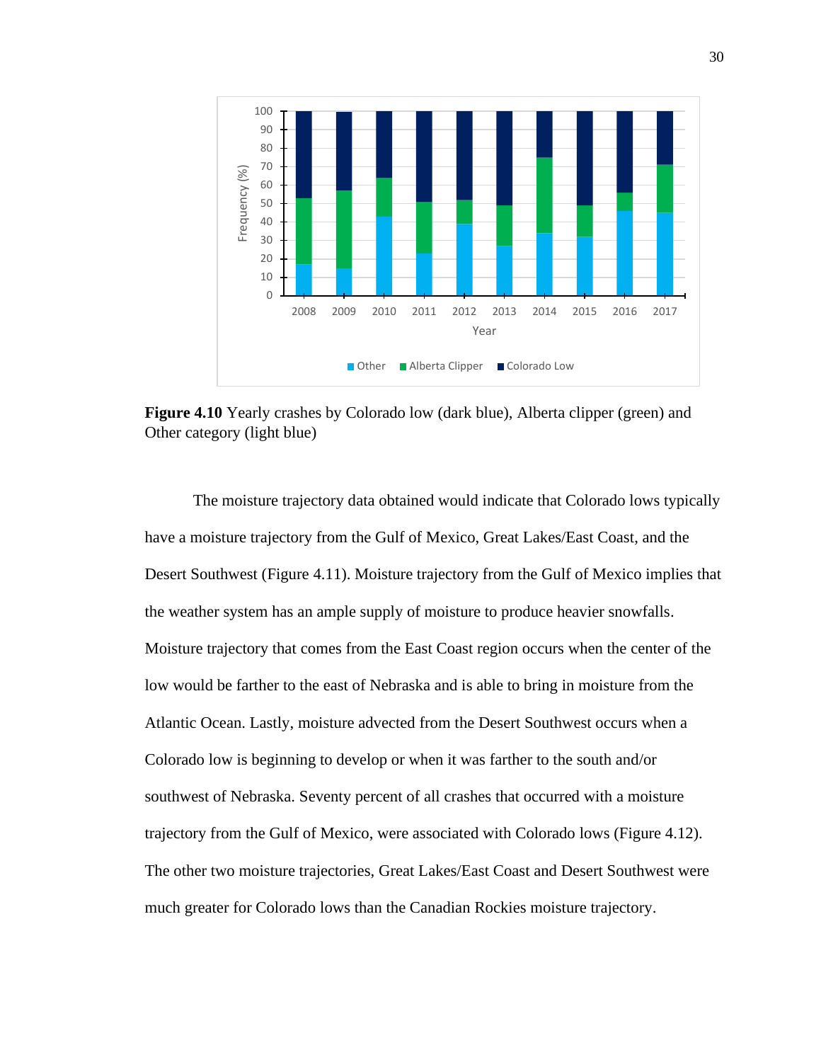**Figure 4.10** Yearly crashes by Colorado low (dark blue), Alberta clipper (green) and Other category (light blue)

The moisture trajectory data obtained would indicate that Colorado lows typically have a moisture trajectory from the Gulf of Mexico, Great Lakes/East Coast, and the Desert Southwest (Figure 4.11). Moisture trajectory from the Gulf of Mexico implies that the weather system has an ample supply of moisture to produce heavier snowfalls. Moisture trajectory that comes from the East Coast region occurs when the center of the low would be farther to the east of Nebraska and is able to bring in moisture from the Atlantic Ocean. Lastly, moisture advected from the Desert Southwest occurs when a Colorado low is beginning to develop or when it was farther to the south and/or southwest of Nebraska. Seventy percent of all crashes that occurred with a moisture trajectory from the Gulf of Mexico, were associated with Colorado lows (Figure 4.12). The other two moisture trajectories, Great Lakes/East Coast and Desert Southwest were much greater for Colorado lows than the Canadian Rockies moisture trajectory.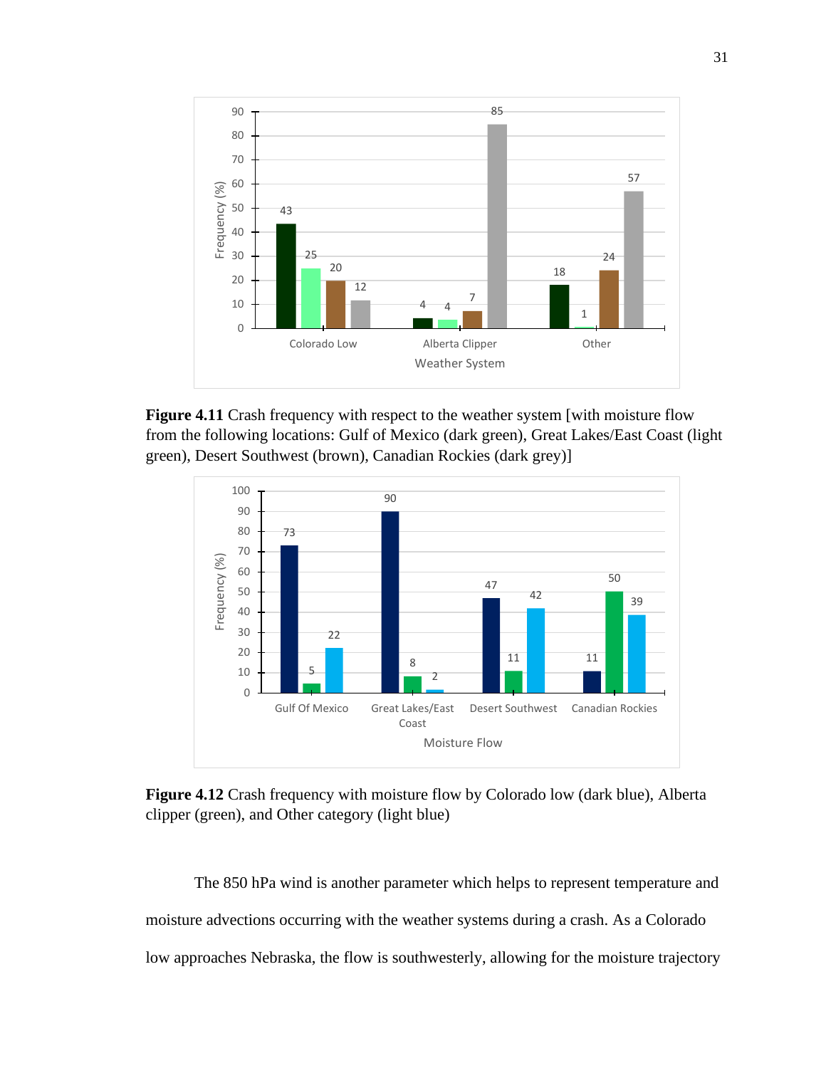**Figure 4.11** Crash frequency with respect to the weather system [with moisture flow from the following locations: Gulf of Mexico (dark green), Great Lakes/East Coast (light green), Desert Southwest (brown), Canadian Rockies (dark grey)]

**Figure 4.12** Crash frequency with moisture flow by Colorado low (dark blue), Alberta clipper (green), and Other category (light blue)

The 850 hPa wind is another parameter which helps to represent temperature and moisture advections occurring with the weather systems during a crash. As a Colorado low approaches Nebraska, the flow is southwesterly, allowing for the moisture trajectory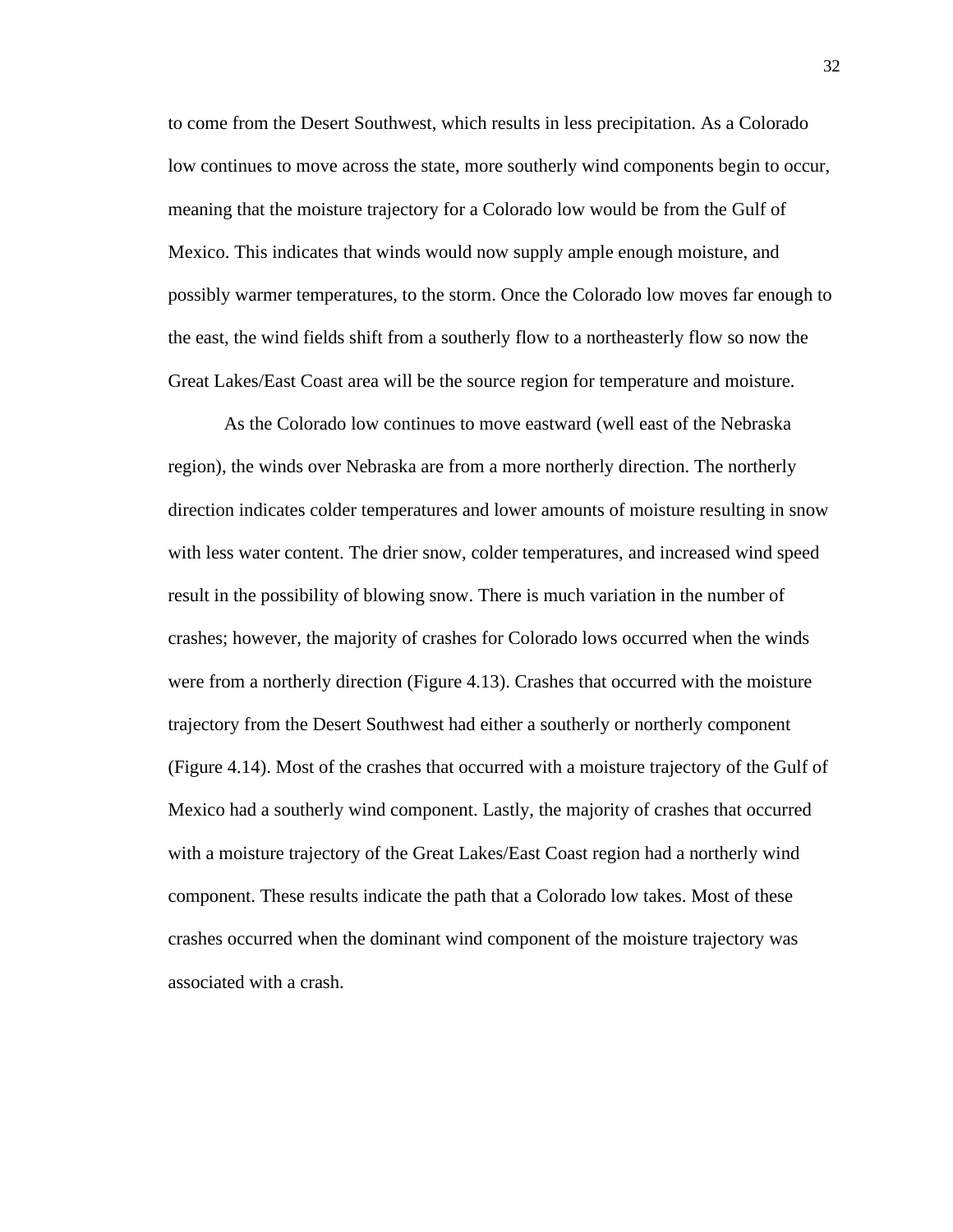to come from the Desert Southwest, which results in less precipitation. As a Colorado low continues to move across the state, more southerly wind components begin to occur, meaning that the moisture trajectory for a Colorado low would be from the Gulf of Mexico. This indicates that winds would now supply ample enough moisture, and possibly warmer temperatures, to the storm. Once the Colorado low moves far enough to the east, the wind fields shift from a southerly flow to a northeasterly flow so now the Great Lakes/East Coast area will be the source region for temperature and moisture.

As the Colorado low continues to move eastward (well east of the Nebraska region), the winds over Nebraska are from a more northerly direction. The northerly direction indicates colder temperatures and lower amounts of moisture resulting in snow with less water content. The drier snow, colder temperatures, and increased wind speed result in the possibility of blowing snow. There is much variation in the number of crashes; however, the majority of crashes for Colorado lows occurred when the winds were from a northerly direction (Figure 4.13). Crashes that occurred with the moisture trajectory from the Desert Southwest had either a southerly or northerly component (Figure 4.14). Most of the crashes that occurred with a moisture trajectory of the Gulf of Mexico had a southerly wind component. Lastly, the majority of crashes that occurred with a moisture trajectory of the Great Lakes/East Coast region had a northerly wind component. These results indicate the path that a Colorado low takes. Most of these crashes occurred when the dominant wind component of the moisture trajectory was associated with a crash.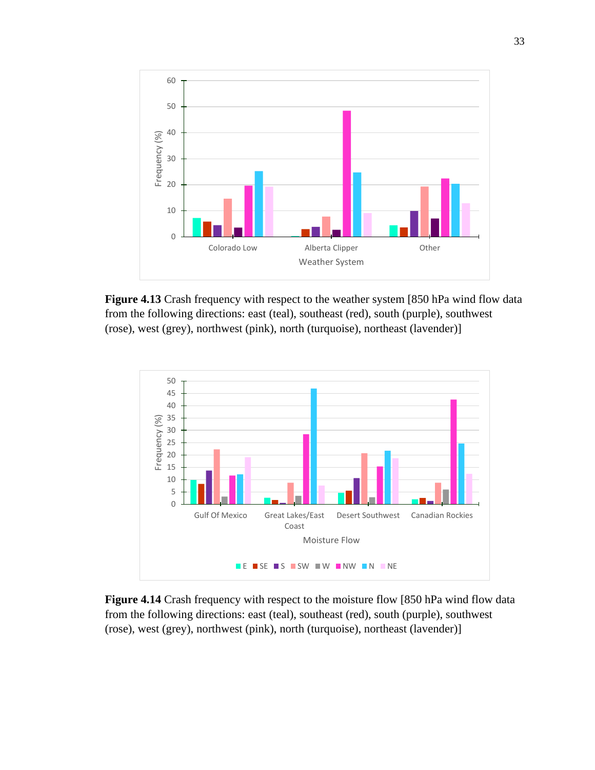**Figure 4.13** Crash frequency with respect to the weather system [850 hPa wind flow data from the following directions: east (teal), southeast (red), south (purple), southwest (rose), west (grey), northwest (pink), north (turquoise), northeast (lavender)]

**Figure 4.14** Crash frequency with respect to the moisture flow [850 hPa wind flow data from the following directions: east (teal), southeast (red), south (purple), southwest (rose), west (grey), northwest (pink), north (turquoise), northeast (lavender)]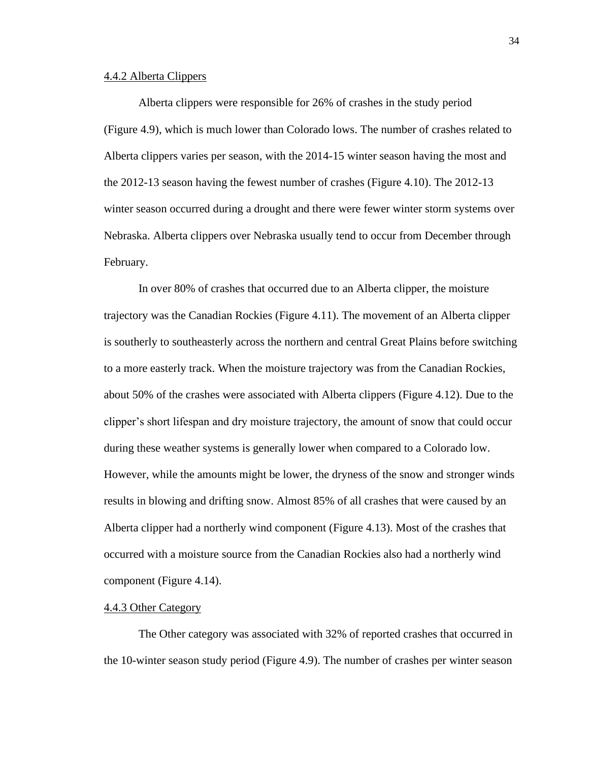#### 4.4.2 Alberta Clippers

Alberta clippers were responsible for 26% of crashes in the study period (Figure 4.9), which is much lower than Colorado lows. The number of crashes related to Alberta clippers varies per season, with the 2014-15 winter season having the most and the 2012-13 season having the fewest number of crashes (Figure 4.10). The 2012-13 winter season occurred during a drought and there were fewer winter storm systems over Nebraska. Alberta clippers over Nebraska usually tend to occur from December through February.

In over 80% of crashes that occurred due to an Alberta clipper, the moisture trajectory was the Canadian Rockies (Figure 4.11). The movement of an Alberta clipper is southerly to southeasterly across the northern and central Great Plains before switching to a more easterly track. When the moisture trajectory was from the Canadian Rockies, about 50% of the crashes were associated with Alberta clippers (Figure 4.12). Due to the clipper's short lifespan and dry moisture trajectory, the amount of snow that could occur during these weather systems is generally lower when compared to a Colorado low. However, while the amounts might be lower, the dryness of the snow and stronger winds results in blowing and drifting snow. Almost 85% of all crashes that were caused by an Alberta clipper had a northerly wind component (Figure 4.13). Most of the crashes that occurred with a moisture source from the Canadian Rockies also had a northerly wind component (Figure 4.14).

#### 4.4.3 Other Category

The Other category was associated with 32% of reported crashes that occurred in the 10-winter season study period (Figure 4.9). The number of crashes per winter season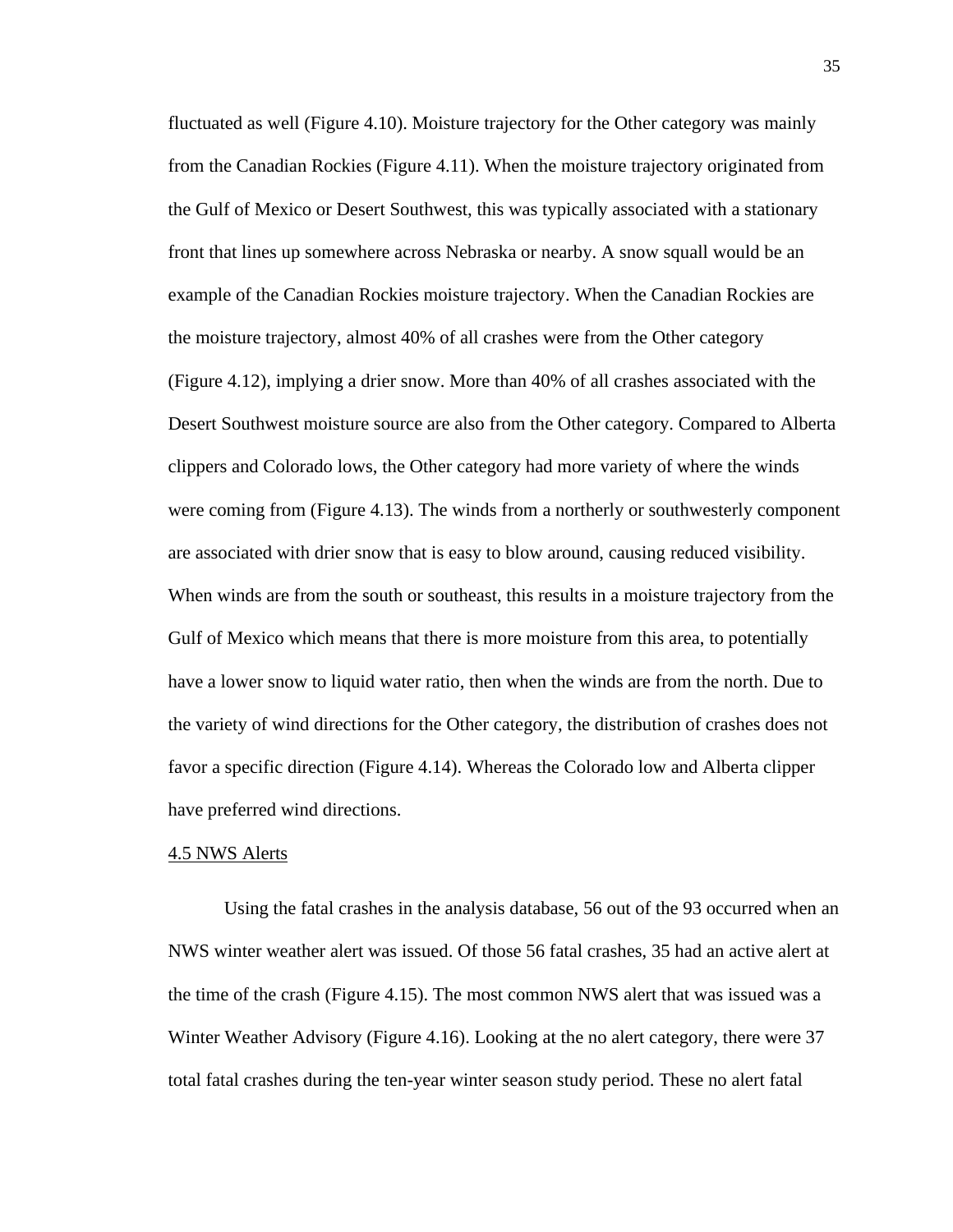fluctuated as well (Figure 4.10). Moisture trajectory for the Other category was mainly from the Canadian Rockies (Figure 4.11). When the moisture trajectory originated from the Gulf of Mexico or Desert Southwest, this was typically associated with a stationary front that lines up somewhere across Nebraska or nearby. A snow squall would be an example of the Canadian Rockies moisture trajectory. When the Canadian Rockies are the moisture trajectory, almost 40% of all crashes were from the Other category (Figure 4.12), implying a drier snow. More than 40% of all crashes associated with the Desert Southwest moisture source are also from the Other category. Compared to Alberta clippers and Colorado lows, the Other category had more variety of where the winds were coming from (Figure 4.13). The winds from a northerly or southwesterly component are associated with drier snow that is easy to blow around, causing reduced visibility. When winds are from the south or southeast, this results in a moisture trajectory from the Gulf of Mexico which means that there is more moisture from this area, to potentially have a lower snow to liquid water ratio, then when the winds are from the north. Due to the variety of wind directions for the Other category, the distribution of crashes does not favor a specific direction (Figure 4.14). Whereas the Colorado low and Alberta clipper have preferred wind directions.

## 4.5 NWS Alerts

Using the fatal crashes in the analysis database, 56 out of the 93 occurred when an NWS winter weather alert was issued. Of those 56 fatal crashes, 35 had an active alert at the time of the crash (Figure 4.15). The most common NWS alert that was issued was a Winter Weather Advisory (Figure 4.16). Looking at the no alert category, there were 37 total fatal crashes during the ten-year winter season study period. These no alert fatal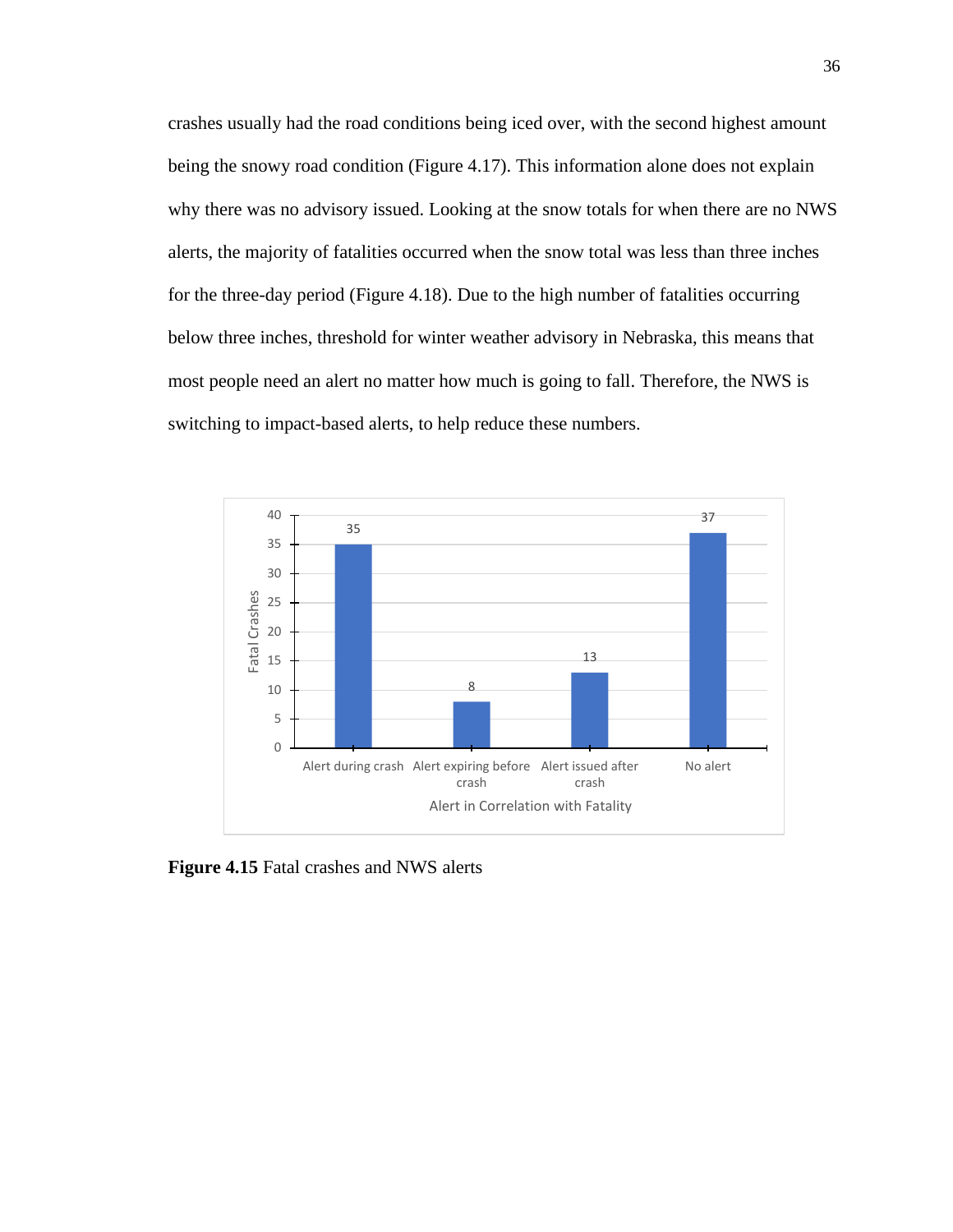crashes usually had the road conditions being iced over, with the second highest amount being the snowy road condition (Figure 4.17). This information alone does not explain why there was no advisory issued. Looking at the snow totals for when there are no NWS alerts, the majority of fatalities occurred when the snow total was less than three inches for the three-day period (Figure 4.18). Due to the high number of fatalities occurring below three inches, threshold for winter weather advisory in Nebraska, this means that most people need an alert no matter how much is going to fall. Therefore, the NWS is switching to impact-based alerts, to help reduce these numbers.

| Alert in Correlation with Fatality | Fatal Crashes |
|---|---|
| Alert during crash | 35 |
| Alert expiring before crash | 8 |
| Alert issued after crash | 13 |
| No alert | 37 |

**Figure 4.15** Fatal crashes and NWS alerts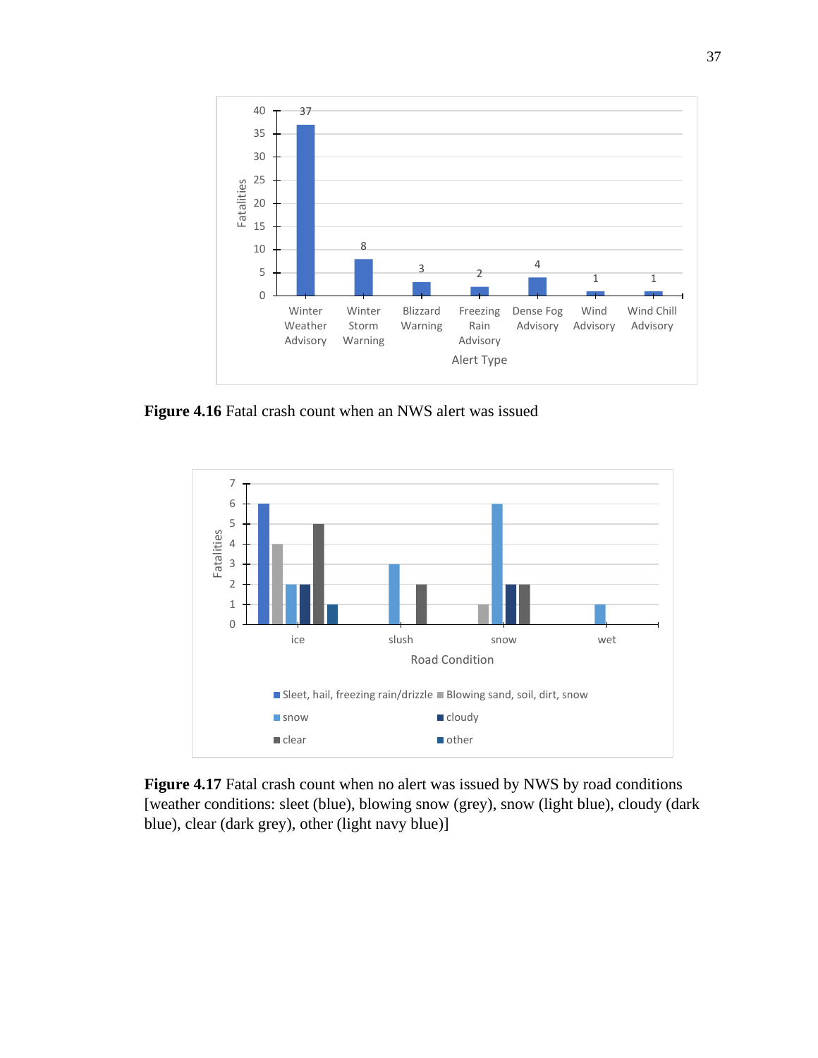**Figure 4.16** Fatal crash count when an NWS alert was issued

**Figure 4.17** Fatal crash count when no alert was issued by NWS by road conditions [weather conditions: sleet (blue), blowing snow (grey), snow (light blue), cloudy (dark blue), clear (dark grey), other (light navy blue)]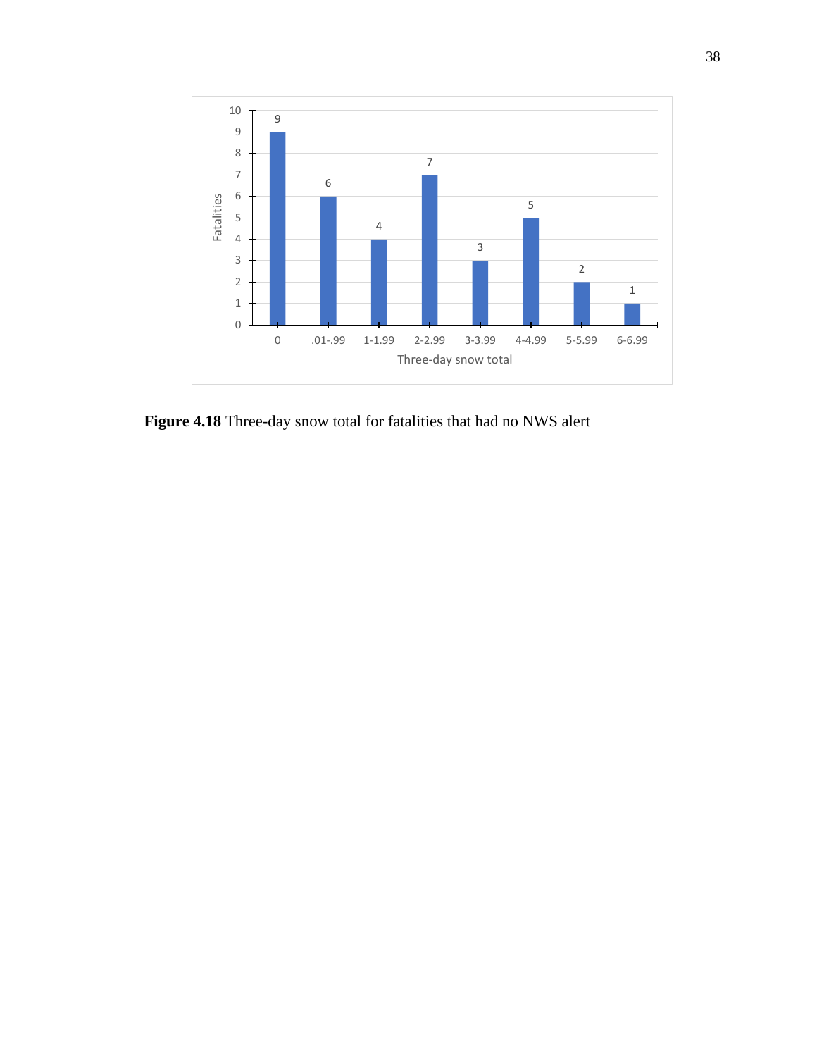**Figure 4.18** Three-day snow total for fatalities that had no NWS alert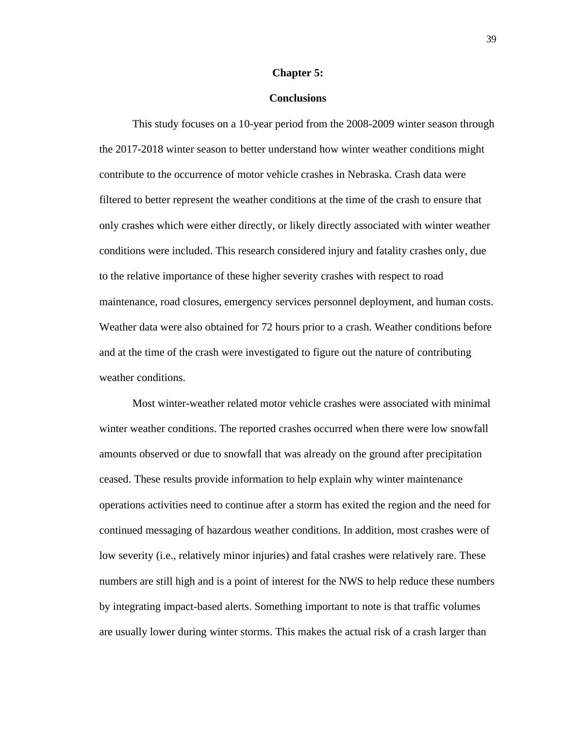# Chapter 5:

## Conclusions

This study focuses on a 10-year period from the 2008-2009 winter season through the 2017-2018 winter season to better understand how winter weather conditions might contribute to the occurrence of motor vehicle crashes in Nebraska. Crash data were filtered to better represent the weather conditions at the time of the crash to ensure that only crashes which were either directly, or likely directly associated with winter weather conditions were included. This research considered injury and fatality crashes only, due to the relative importance of these higher severity crashes with respect to road maintenance, road closures, emergency services personnel deployment, and human costs. Weather data were also obtained for 72 hours prior to a crash. Weather conditions before and at the time of the crash were investigated to figure out the nature of contributing weather conditions.

Most winter-weather related motor vehicle crashes were associated with minimal winter weather conditions. The reported crashes occurred when there were low snowfall amounts observed or due to snowfall that was already on the ground after precipitation ceased. These results provide information to help explain why winter maintenance operations activities need to continue after a storm has exited the region and the need for continued messaging of hazardous weather conditions. In addition, most crashes were of low severity (i.e., relatively minor injuries) and fatal crashes were relatively rare. These numbers are still high and is a point of interest for the NWS to help reduce these numbers by integrating impact-based alerts. Something important to note is that traffic volumes are usually lower during winter storms. This makes the actual risk of a crash larger than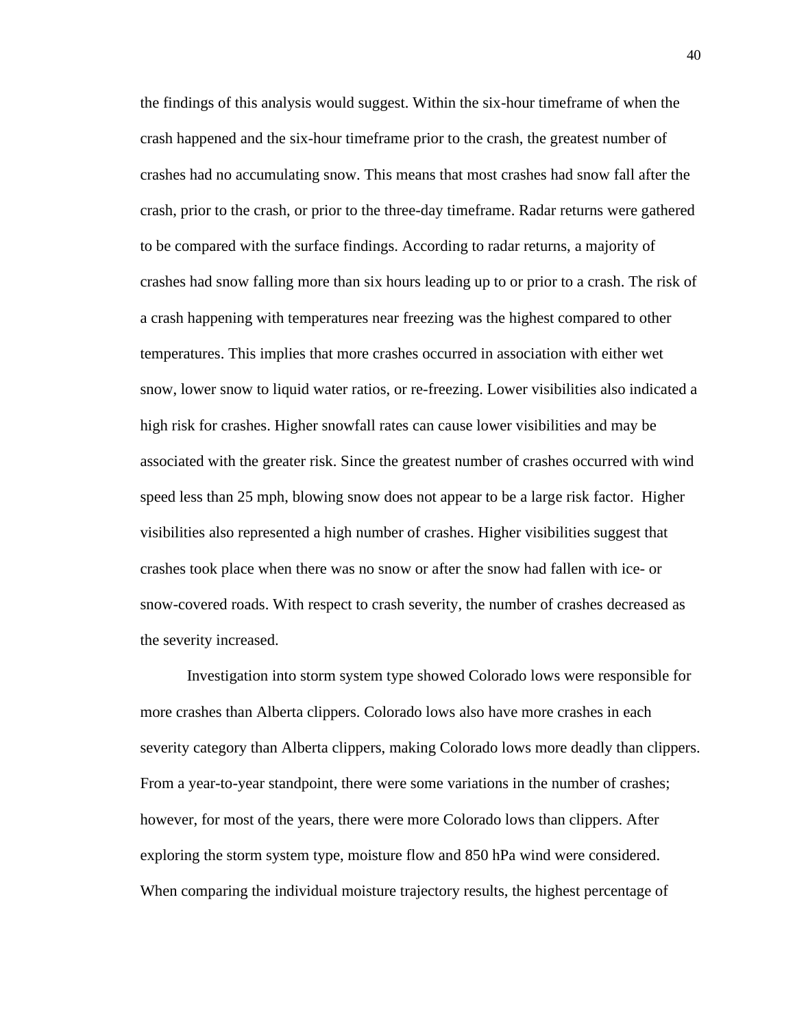the findings of this analysis would suggest. Within the six-hour timeframe of when the crash happened and the six-hour timeframe prior to the crash, the greatest number of crashes had no accumulating snow. This means that most crashes had snow fall after the crash, prior to the crash, or prior to the three-day timeframe. Radar returns were gathered to be compared with the surface findings. According to radar returns, a majority of crashes had snow falling more than six hours leading up to or prior to a crash. The risk of a crash happening with temperatures near freezing was the highest compared to other temperatures. This implies that more crashes occurred in association with either wet snow, lower snow to liquid water ratios, or re-freezing. Lower visibilities also indicated a high risk for crashes. Higher snowfall rates can cause lower visibilities and may be associated with the greater risk. Since the greatest number of crashes occurred with wind speed less than 25 mph, blowing snow does not appear to be a large risk factor. Higher visibilities also represented a high number of crashes. Higher visibilities suggest that crashes took place when there was no snow or after the snow had fallen with ice- or snow-covered roads. With respect to crash severity, the number of crashes decreased as the severity increased.

Investigation into storm system type showed Colorado lows were responsible for more crashes than Alberta clippers. Colorado lows also have more crashes in each severity category than Alberta clippers, making Colorado lows more deadly than clippers. From a year-to-year standpoint, there were some variations in the number of crashes; however, for most of the years, there were more Colorado lows than clippers. After exploring the storm system type, moisture flow and 850 hPa wind were considered. When comparing the individual moisture trajectory results, the highest percentage of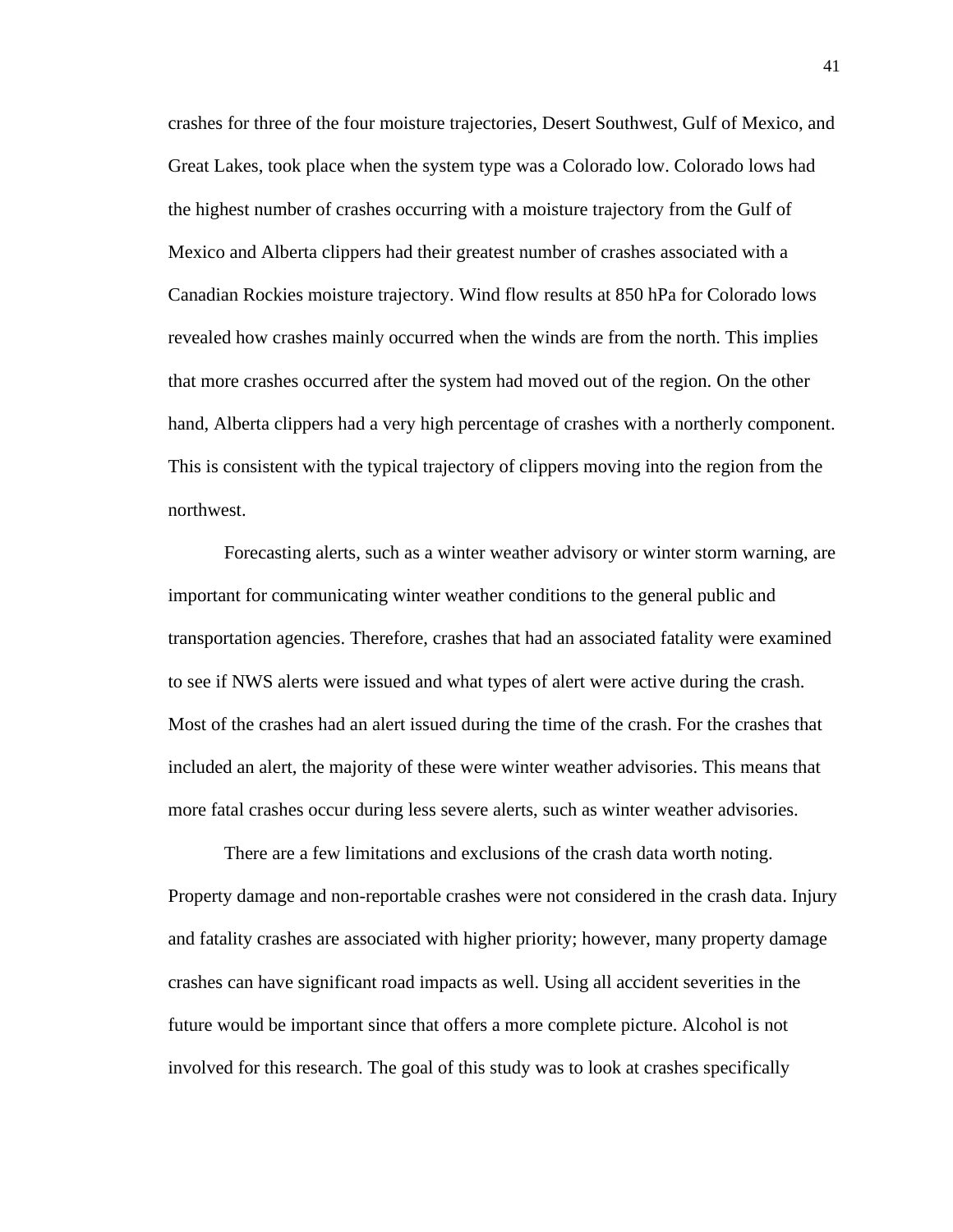crashes for three of the four moisture trajectories, Desert Southwest, Gulf of Mexico, and Great Lakes, took place when the system type was a Colorado low. Colorado lows had the highest number of crashes occurring with a moisture trajectory from the Gulf of Mexico and Alberta clippers had their greatest number of crashes associated with a Canadian Rockies moisture trajectory. Wind flow results at 850 hPa for Colorado lows revealed how crashes mainly occurred when the winds are from the north. This implies that more crashes occurred after the system had moved out of the region. On the other hand, Alberta clippers had a very high percentage of crashes with a northerly component. This is consistent with the typical trajectory of clippers moving into the region from the northwest.

Forecasting alerts, such as a winter weather advisory or winter storm warning, are important for communicating winter weather conditions to the general public and transportation agencies. Therefore, crashes that had an associated fatality were examined to see if NWS alerts were issued and what types of alert were active during the crash. Most of the crashes had an alert issued during the time of the crash. For the crashes that included an alert, the majority of these were winter weather advisories. This means that more fatal crashes occur during less severe alerts, such as winter weather advisories.

There are a few limitations and exclusions of the crash data worth noting. Property damage and non-reportable crashes were not considered in the crash data. Injury and fatality crashes are associated with higher priority; however, many property damage crashes can have significant road impacts as well. Using all accident severities in the future would be important since that offers a more complete picture. Alcohol is not involved for this research. The goal of this study was to look at crashes specifically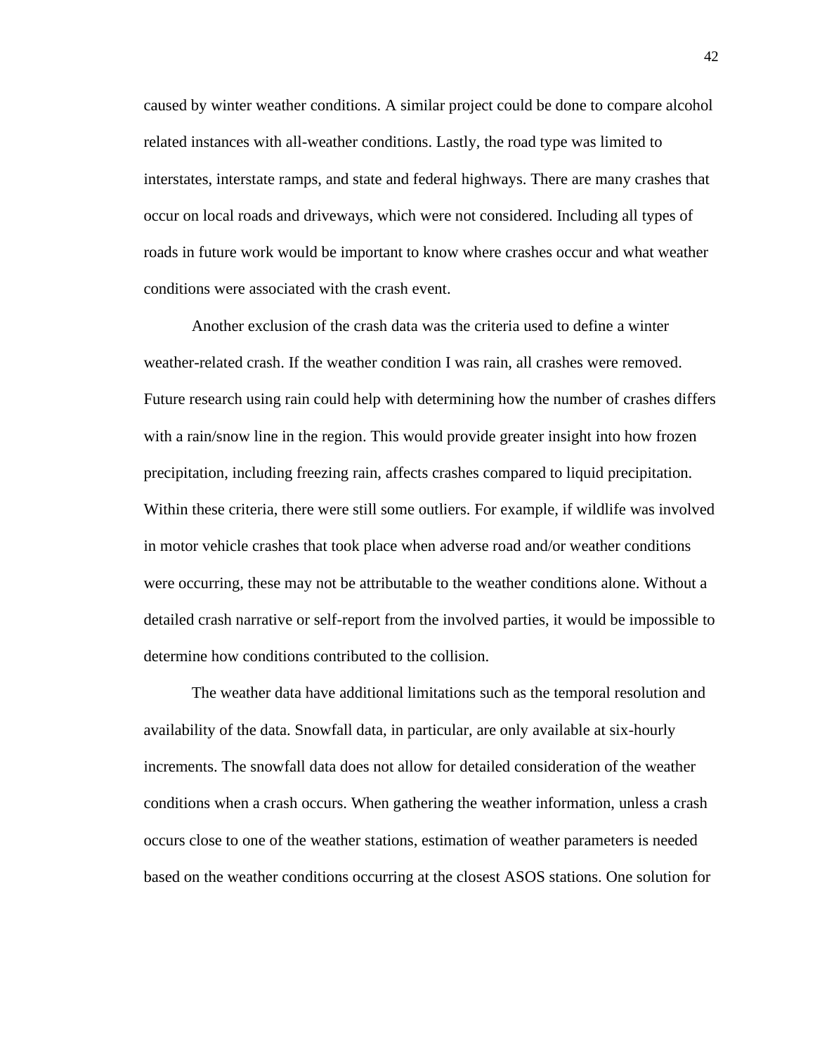caused by winter weather conditions. A similar project could be done to compare alcohol related instances with all-weather conditions. Lastly, the road type was limited to interstates, interstate ramps, and state and federal highways. There are many crashes that occur on local roads and driveways, which were not considered. Including all types of roads in future work would be important to know where crashes occur and what weather conditions were associated with the crash event.

Another exclusion of the crash data was the criteria used to define a winter weather-related crash. If the weather condition I was rain, all crashes were removed. Future research using rain could help with determining how the number of crashes differs with a rain/snow line in the region. This would provide greater insight into how frozen precipitation, including freezing rain, affects crashes compared to liquid precipitation. Within these criteria, there were still some outliers. For example, if wildlife was involved in motor vehicle crashes that took place when adverse road and/or weather conditions were occurring, these may not be attributable to the weather conditions alone. Without a detailed crash narrative or self-report from the involved parties, it would be impossible to determine how conditions contributed to the collision.

The weather data have additional limitations such as the temporal resolution and availability of the data. Snowfall data, in particular, are only available at six-hourly increments. The snowfall data does not allow for detailed consideration of the weather conditions when a crash occurs. When gathering the weather information, unless a crash occurs close to one of the weather stations, estimation of weather parameters is needed based on the weather conditions occurring at the closest ASOS stations. One solution for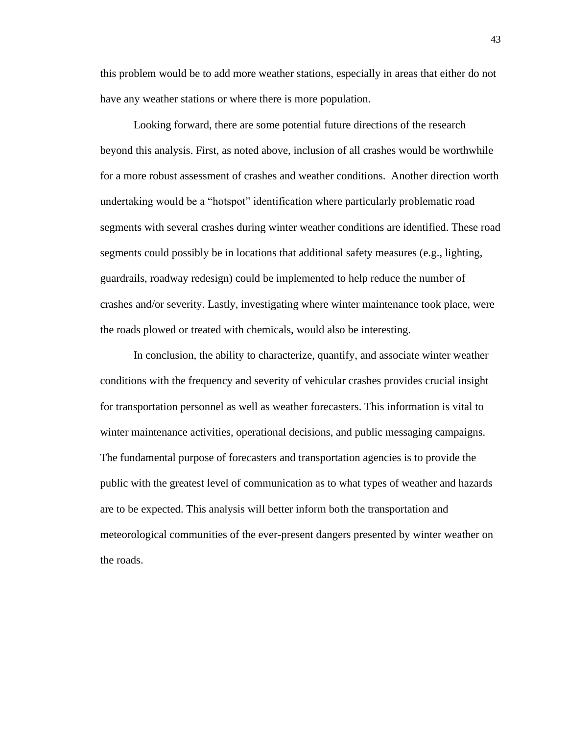this problem would be to add more weather stations, especially in areas that either do not have any weather stations or where there is more population.

Looking forward, there are some potential future directions of the research beyond this analysis. First, as noted above, inclusion of all crashes would be worthwhile for a more robust assessment of crashes and weather conditions. Another direction worth undertaking would be a "hotspot" identification where particularly problematic road segments with several crashes during winter weather conditions are identified. These road segments could possibly be in locations that additional safety measures (e.g., lighting, guardrails, roadway redesign) could be implemented to help reduce the number of crashes and/or severity. Lastly, investigating where winter maintenance took place, were the roads plowed or treated with chemicals, would also be interesting.

In conclusion, the ability to characterize, quantify, and associate winter weather conditions with the frequency and severity of vehicular crashes provides crucial insight for transportation personnel as well as weather forecasters. This information is vital to winter maintenance activities, operational decisions, and public messaging campaigns. The fundamental purpose of forecasters and transportation agencies is to provide the public with the greatest level of communication as to what types of weather and hazards are to be expected. This analysis will better inform both the transportation and meteorological communities of the ever-present dangers presented by winter weather on the roads.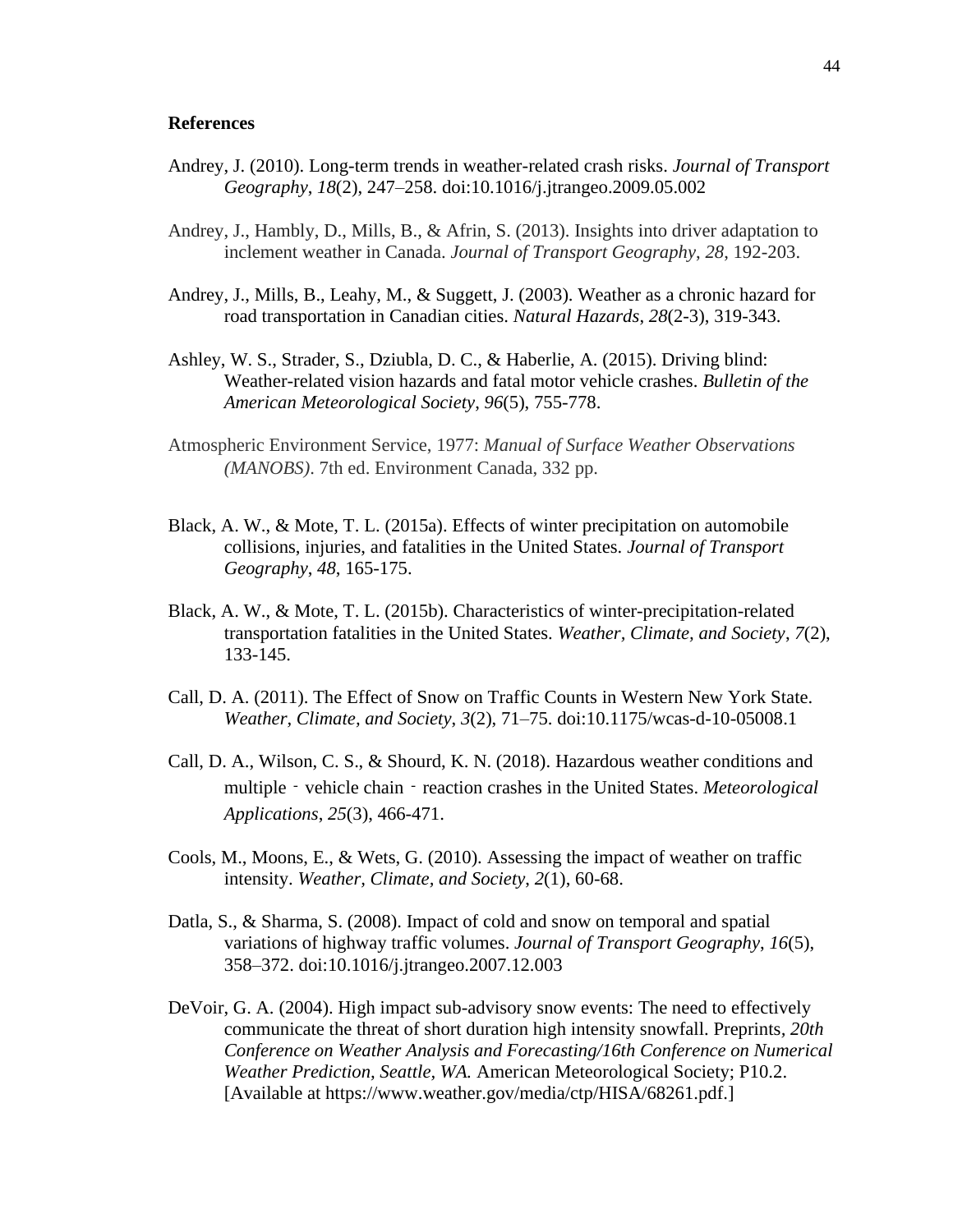**References**

Andrey, J. (2010). Long-term trends in weather-related crash risks. *Journal of Transport Geography*, *18*(2), 247–258. doi:10.1016/j.jtrangeo.2009.05.002

Andrey, J., Hambly, D., Mills, B., & Afrin, S. (2013). Insights into driver adaptation to inclement weather in Canada. *Journal of Transport Geography*, *28*, 192-203.

Andrey, J., Mills, B., Leahy, M., & Suggett, J. (2003). Weather as a chronic hazard for road transportation in Canadian cities. *Natural Hazards*, *28*(2-3), 319-343.

Ashley, W. S., Strader, S., Dziubla, D. C., & Haberlie, A. (2015). Driving blind: Weather-related vision hazards and fatal motor vehicle crashes. *Bulletin of the American Meteorological Society*, *96*(5), 755-778.

Atmospheric Environment Service, 1977: *Manual of Surface Weather Observations (MANOBS)*. 7th ed. Environment Canada, 332 pp.

Black, A. W., & Mote, T. L. (2015a). Effects of winter precipitation on automobile collisions, injuries, and fatalities in the United States. *Journal of Transport Geography*, *48*, 165-175.

Black, A. W., & Mote, T. L. (2015b). Characteristics of winter-precipitation-related transportation fatalities in the United States. *Weather, Climate, and Society*, *7*(2), 133-145.

Call, D. A. (2011). The Effect of Snow on Traffic Counts in Western New York State. *Weather, Climate, and Society*, *3*(2), 71–75. doi:10.1175/wcas-d-10-05008.1

Call, D. A., Wilson, C. S., & Shourd, K. N. (2018). Hazardous weather conditions and multiple‐vehicle chain‐reaction crashes in the United States. *Meteorological Applications*, *25*(3), 466-471.

Cools, M., Moons, E., & Wets, G. (2010). Assessing the impact of weather on traffic intensity. *Weather, Climate, and Society*, *2*(1), 60-68.

Datla, S., & Sharma, S. (2008). Impact of cold and snow on temporal and spatial variations of highway traffic volumes. *Journal of Transport Geography*, *16*(5), 358–372. doi:10.1016/j.jtrangeo.2007.12.003

DeVoir, G. A. (2004). High impact sub-advisory snow events: The need to effectively communicate the threat of short duration high intensity snowfall. Preprints, *20th Conference on Weather Analysis and Forecasting/16th Conference on Numerical Weather Prediction, Seattle, WA.* American Meteorological Society; P10.2. [Available at https://www.weather.gov/media/ctp/HISA/68261.pdf.]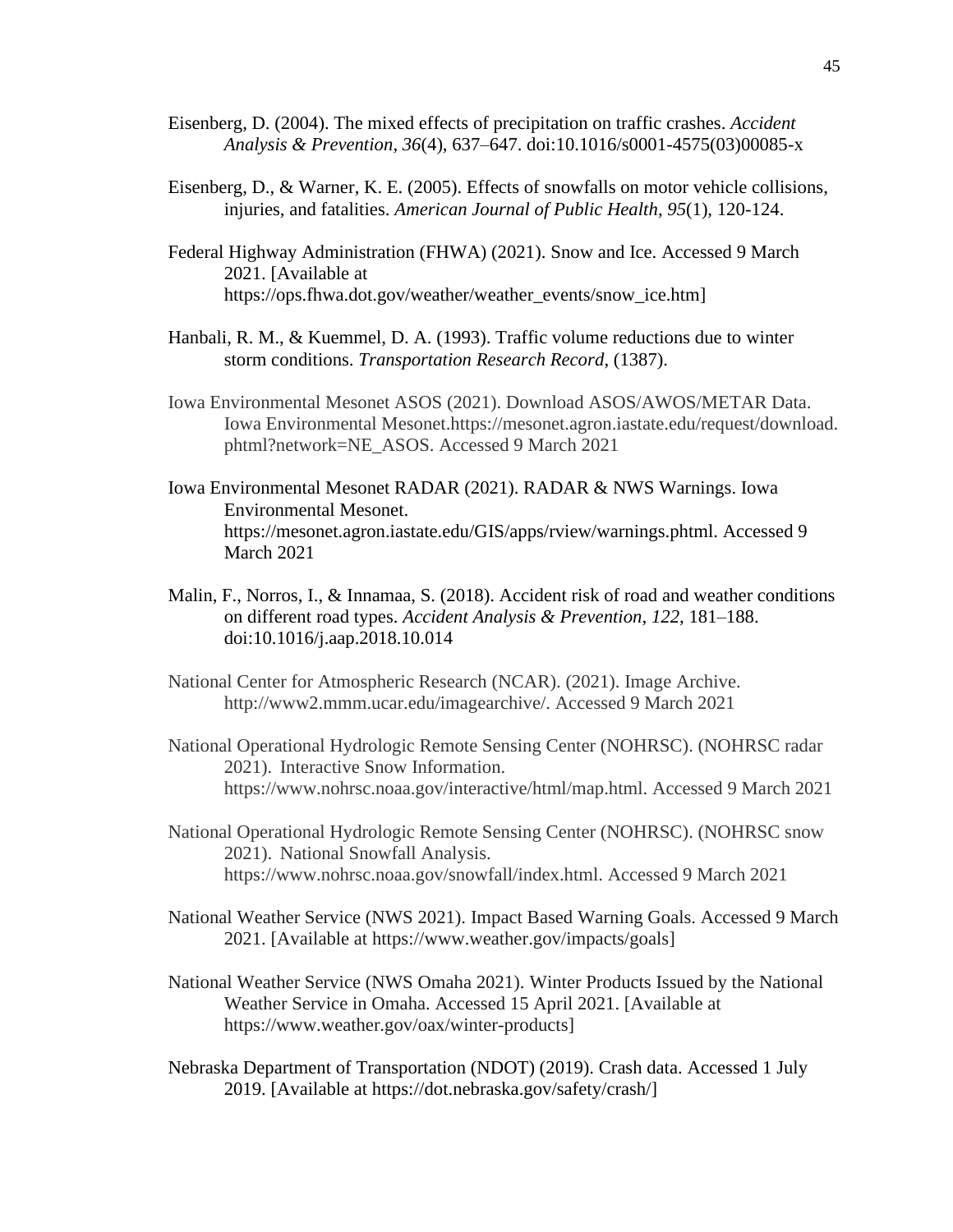Eisenberg, D. (2004). The mixed effects of precipitation on traffic crashes. *Accident Analysis & Prevention*, *36*(4), 637–647. doi:10.1016/s0001-4575(03)00085-x

Eisenberg, D., & Warner, K. E. (2005). Effects of snowfalls on motor vehicle collisions, injuries, and fatalities. *American Journal of Public Health*, *95*(1), 120-124.

Federal Highway Administration (FHWA) (2021). Snow and Ice. Accessed 9 March 2021. [Available at https://ops.fhwa.dot.gov/weather/weather_events/snow_ice.htm]

Hanbali, R. M., & Kuemmel, D. A. (1993). Traffic volume reductions due to winter storm conditions. *Transportation Research Record*, (1387).

Iowa Environmental Mesonet ASOS (2021). Download ASOS/AWOS/METAR Data. Iowa Environmental Mesonet.https://mesonet.agron.iastate.edu/request/download.phtml?network=NE_ASOS. Accessed 9 March 2021

Iowa Environmental Mesonet RADAR (2021). RADAR & NWS Warnings. Iowa Environmental Mesonet. https://mesonet.agron.iastate.edu/GIS/apps/rview/warnings.phtml. Accessed 9 March 2021

Malin, F., Norros, I., & Innamaa, S. (2018). Accident risk of road and weather conditions on different road types. *Accident Analysis & Prevention*, *122*, 181–188. doi:10.1016/j.aap.2018.10.014

National Center for Atmospheric Research (NCAR). (2021). Image Archive. http://www2.mmm.ucar.edu/imagearchive/. Accessed 9 March 2021

National Operational Hydrologic Remote Sensing Center (NOHRSC). (NOHRSC radar 2021). Interactive Snow Information. https://www.nohrsc.noaa.gov/interactive/html/map.html. Accessed 9 March 2021

National Operational Hydrologic Remote Sensing Center (NOHRSC). (NOHRSC snow 2021). National Snowfall Analysis. https://www.nohrsc.noaa.gov/snowfall/index.html. Accessed 9 March 2021

National Weather Service (NWS 2021). Impact Based Warning Goals. Accessed 9 March 2021. [Available at https://www.weather.gov/impacts/goals]

National Weather Service (NWS Omaha 2021). Winter Products Issued by the National Weather Service in Omaha. Accessed 15 April 2021. [Available at https://www.weather.gov/oax/winter-products]

Nebraska Department of Transportation (NDOT) (2019). Crash data. Accessed 1 July 2019. [Available at https://dot.nebraska.gov/safety/crash/]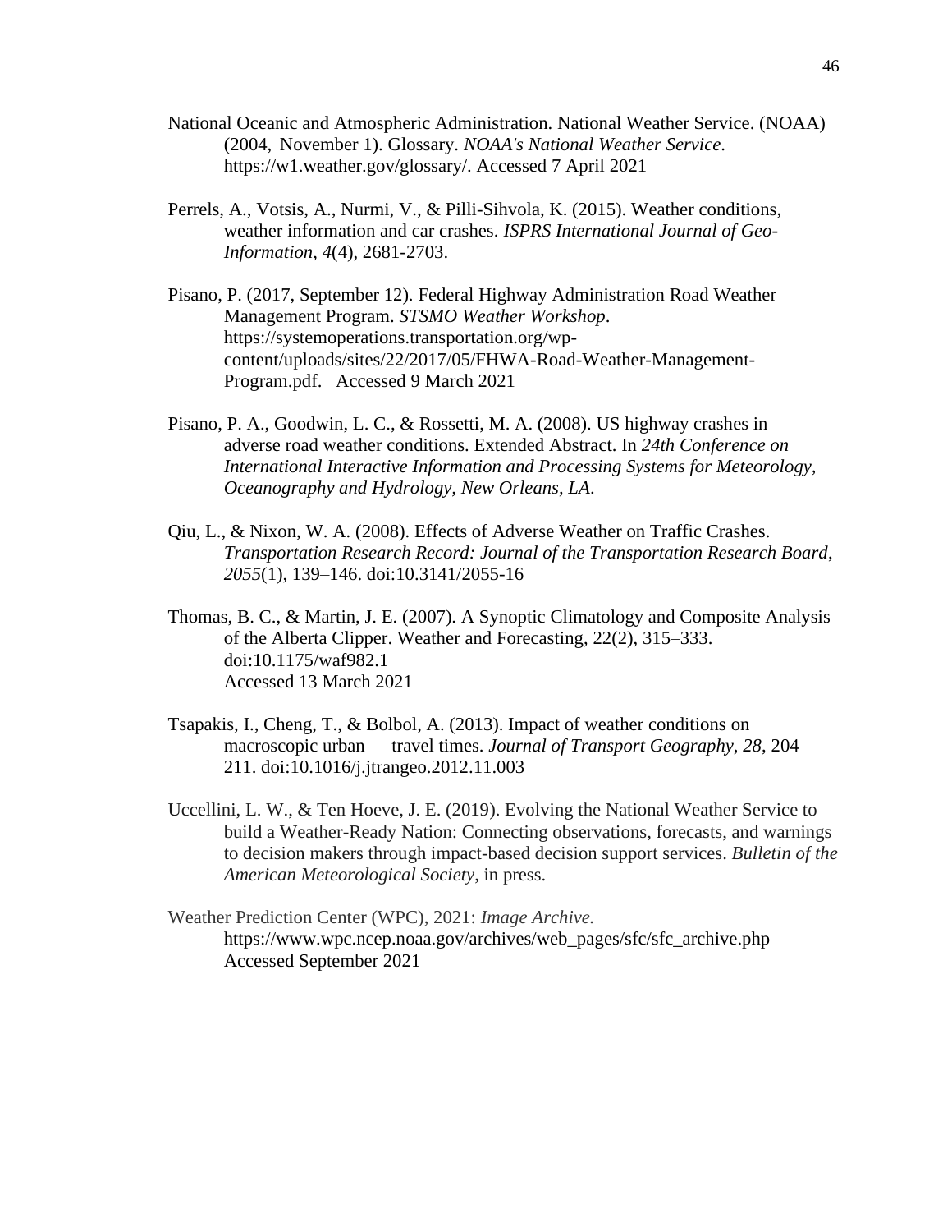National Oceanic and Atmospheric Administration. National Weather Service. (NOAA) (2004, November 1). Glossary. *NOAA's National Weather Service*. https://w1.weather.gov/glossary/. Accessed 7 April 2021

Perrels, A., Votsis, A., Nurmi, V., & Pilli-Sihvola, K. (2015). Weather conditions, weather information and car crashes. *ISPRS International Journal of Geo-Information*, *4*(4), 2681-2703.

Pisano, P. (2017, September 12). Federal Highway Administration Road Weather Management Program. *STSMO Weather Workshop*. https://systemoperations.transportation.org/wp-content/uploads/sites/22/2017/05/FHWA-Road-Weather-Management-Program.pdf. Accessed 9 March 2021

Pisano, P. A., Goodwin, L. C., & Rossetti, M. A. (2008). US highway crashes in adverse road weather conditions. Extended Abstract. In *24th Conference on International Interactive Information and Processing Systems for Meteorology, Oceanography and Hydrology, New Orleans, LA*.

Qiu, L., & Nixon, W. A. (2008). Effects of Adverse Weather on Traffic Crashes. *Transportation Research Record: Journal of the Transportation Research Board*, *2055*(1), 139–146. doi:10.3141/2055-16

Thomas, B. C., & Martin, J. E. (2007). A Synoptic Climatology and Composite Analysis of the Alberta Clipper. Weather and Forecasting, 22(2), 315–333. doi:10.1175/waf982.1
Accessed 13 March 2021

Tsapakis, I., Cheng, T., & Bolbol, A. (2013). Impact of weather conditions on macroscopic urban travel times. *Journal of Transport Geography*, *28*, 204–211. doi:10.1016/j.jtrangeo.2012.11.003

Uccellini, L. W., & Ten Hoeve, J. E. (2019). Evolving the National Weather Service to build a Weather-Ready Nation: Connecting observations, forecasts, and warnings to decision makers through impact-based decision support services. *Bulletin of the American Meteorological Society*, in press.

Weather Prediction Center (WPC), 2021: *Image Archive.* https://www.wpc.ncep.noaa.gov/archives/web_pages/sfc/sfc_archive.php Accessed September 2021